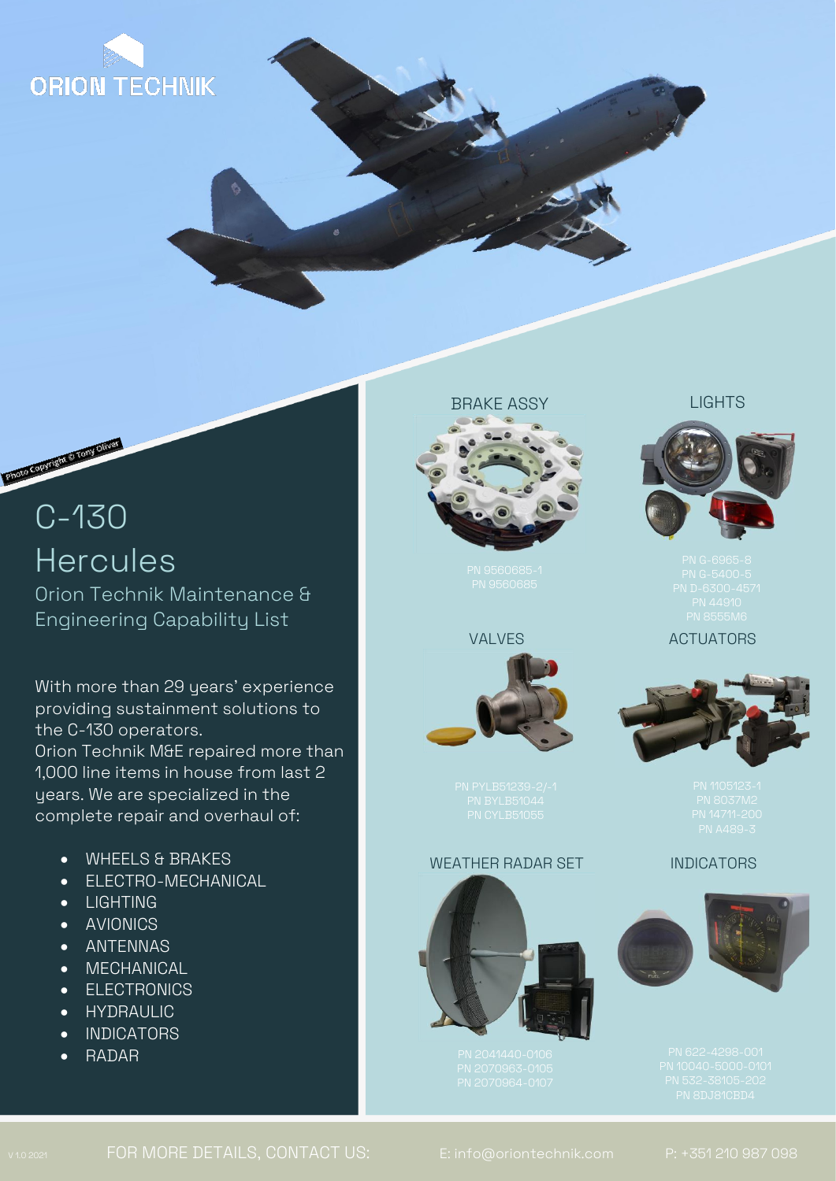ORION TECHNIK

Photo Copyright © Tony Oliver

# C-130 Hercules

## Orion Technik Maintenance & Engineering Capability List

With more than 29 years' experience providing sustainment solutions to the C-130 operators.
Orion Technik M&E repaired more than 1,000 line items in house from last 2 years. We are specialized in the complete repair and overhaul of:

- WHEELS & BRAKES
- ELECTRO-MECHANICAL
- LIGHTING
- AVIONICS
- ANTENNAS
- MECHANICAL
- ELECTRONICS
- HYDRAULIC
- INDICATORS
- RADAR

### BRAKE ASSY

PN 9560685-1
PN 9560685

### LIGHTS

PN G-6965-8
PN G-5400-5
PN D-6300-4571
PN 44910
PN 8555M6

### VALVES

PN PYLB51239-2/-1
PN BYLB51044
PN CYLB51055

### ACTUATORS

PN 1105123-1
PN 8037M2
PN 14711-200
PN A489-3

### WEATHER RADAR SET

PN 2041440-0106
PN 2070963-0105
PN 2070964-0107

### INDICATORS

PN 622-4298-001
PN 10040-5000-0101
PN 532-38105-202
PN 8DJ81CBD4

V 1.0 2021

FOR MORE DETAILS, CONTACT US: E: info@oriontechnik.com P: +351 210 987 098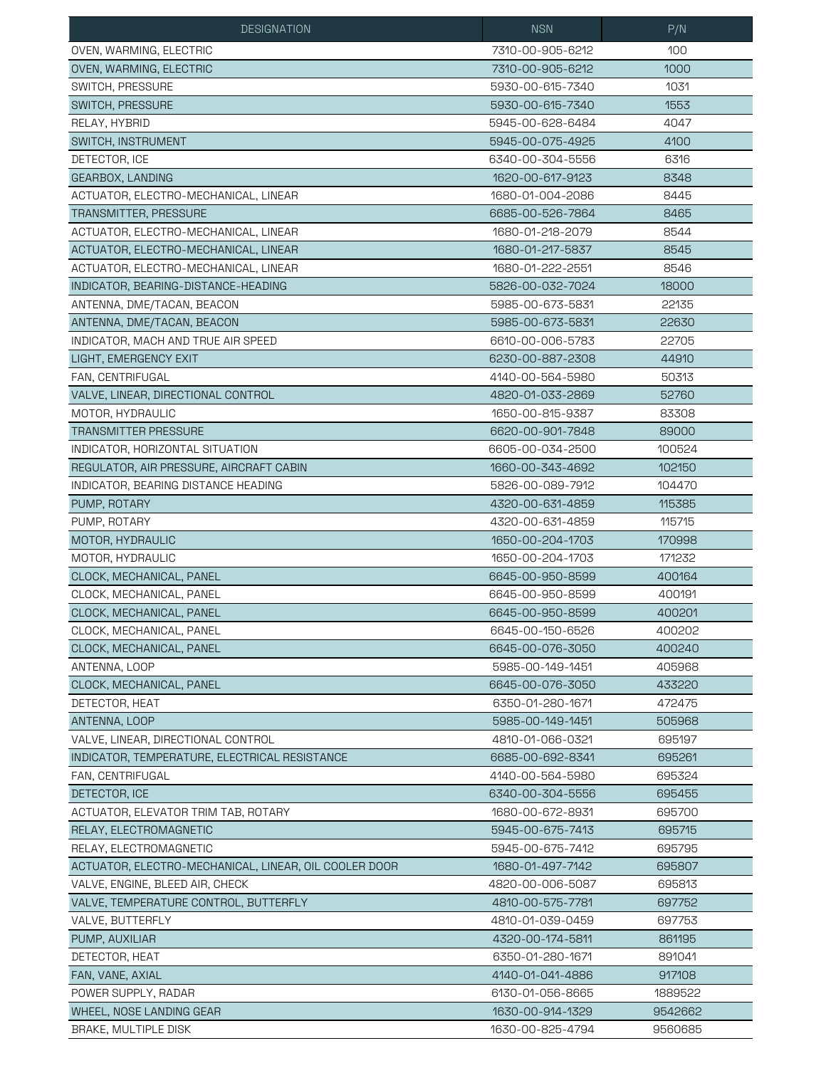| DESIGNATION | NSN | P/N |
|---|---|---|
| OVEN, WARMING, ELECTRIC | 7310-00-905-6212 | 100 |
| OVEN, WARMING, ELECTRIC | 7310-00-905-6212 | 1000 |
| SWITCH, PRESSURE | 5930-00-615-7340 | 1031 |
| SWITCH, PRESSURE | 5930-00-615-7340 | 1553 |
| RELAY, HYBRID | 5945-00-628-6484 | 4047 |
| SWITCH, INSTRUMENT | 5945-00-075-4925 | 4100 |
| DETECTOR, ICE | 6340-00-304-5556 | 6316 |
| GEARBOX, LANDING | 1620-00-617-9123 | 8348 |
| ACTUATOR, ELECTRO-MECHANICAL, LINEAR | 1680-01-004-2086 | 8445 |
| TRANSMITTER, PRESSURE | 6685-00-526-7864 | 8465 |
| ACTUATOR, ELECTRO-MECHANICAL, LINEAR | 1680-01-218-2079 | 8544 |
| ACTUATOR, ELECTRO-MECHANICAL, LINEAR | 1680-01-217-5837 | 8545 |
| ACTUATOR, ELECTRO-MECHANICAL, LINEAR | 1680-01-222-2551 | 8546 |
| INDICATOR, BEARING-DISTANCE-HEADING | 5826-00-032-7024 | 18000 |
| ANTENNA, DME/TACAN, BEACON | 5985-00-673-5831 | 22135 |
| ANTENNA, DME/TACAN, BEACON | 5985-00-673-5831 | 22630 |
| INDICATOR, MACH AND TRUE AIR SPEED | 6610-00-006-5783 | 22705 |
| LIGHT, EMERGENCY EXIT | 6230-00-887-2308 | 44910 |
| FAN, CENTRIFUGAL | 4140-00-564-5980 | 50313 |
| VALVE, LINEAR, DIRECTIONAL CONTROL | 4820-01-033-2869 | 52760 |
| MOTOR, HYDRAULIC | 1650-00-815-9387 | 83308 |
| TRANSMITTER PRESSURE | 6620-00-901-7848 | 89000 |
| INDICATOR, HORIZONTAL SITUATION | 6605-00-034-2500 | 100524 |
| REGULATOR, AIR PRESSURE, AIRCRAFT CABIN | 1660-00-343-4692 | 102150 |
| INDICATOR, BEARING DISTANCE HEADING | 5826-00-089-7912 | 104470 |
| PUMP, ROTARY | 4320-00-631-4859 | 115385 |
| PUMP, ROTARY | 4320-00-631-4859 | 115715 |
| MOTOR, HYDRAULIC | 1650-00-204-1703 | 170998 |
| MOTOR, HYDRAULIC | 1650-00-204-1703 | 171232 |
| CLOCK, MECHANICAL, PANEL | 6645-00-950-8599 | 400164 |
| CLOCK, MECHANICAL, PANEL | 6645-00-950-8599 | 400191 |
| CLOCK, MECHANICAL, PANEL | 6645-00-950-8599 | 400201 |
| CLOCK, MECHANICAL, PANEL | 6645-00-150-6526 | 400202 |
| CLOCK, MECHANICAL, PANEL | 6645-00-076-3050 | 400240 |
| ANTENNA, LOOP | 5985-00-149-1451 | 405968 |
| CLOCK, MECHANICAL, PANEL | 6645-00-076-3050 | 433220 |
| DETECTOR, HEAT | 6350-01-280-1671 | 472475 |
| ANTENNA, LOOP | 5985-00-149-1451 | 505968 |
| VALVE, LINEAR, DIRECTIONAL CONTROL | 4810-01-066-0321 | 695197 |
| INDICATOR, TEMPERATURE, ELECTRICAL RESISTANCE | 6685-00-692-8341 | 695261 |
| FAN, CENTRIFUGAL | 4140-00-564-5980 | 695324 |
| DETECTOR, ICE | 6340-00-304-5556 | 695455 |
| ACTUATOR, ELEVATOR TRIM TAB, ROTARY | 1680-00-672-8931 | 695700 |
| RELAY, ELECTROMAGNETIC | 5945-00-675-7413 | 695715 |
| RELAY, ELECTROMAGNETIC | 5945-00-675-7412 | 695795 |
| ACTUATOR, ELECTRO-MECHANICAL, LINEAR, OIL COOLER DOOR | 1680-01-497-7142 | 695807 |
| VALVE, ENGINE, BLEED AIR, CHECK | 4820-00-006-5087 | 695813 |
| VALVE, TEMPERATURE CONTROL, BUTTERFLY | 4810-00-575-7781 | 697752 |
| VALVE, BUTTERFLY | 4810-01-039-0459 | 697753 |
| PUMP, AUXILIAR | 4320-00-174-5811 | 861195 |
| DETECTOR, HEAT | 6350-01-280-1671 | 891041 |
| FAN, VANE, AXIAL | 4140-01-041-4886 | 917108 |
| POWER SUPPLY, RADAR | 6130-01-056-8665 | 1889522 |
| WHEEL, NOSE LANDING GEAR | 1630-00-914-1329 | 9542662 |
| BRAKE, MULTIPLE DISK | 1630-00-825-4794 | 9560685 |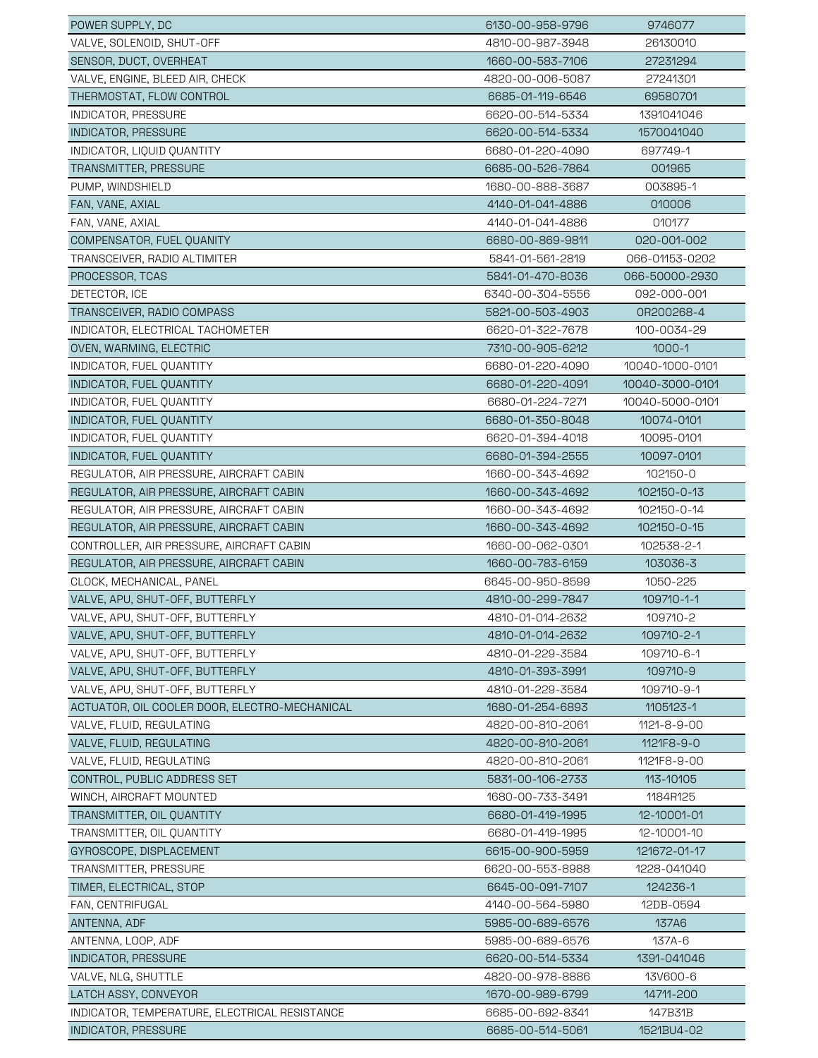| | | |
|---|---|---|
| POWER SUPPLY, DC | 6130-00-958-9796 | 9746077 |
| VALVE, SOLENOID, SHUT-OFF | 4810-00-987-3948 | 26130010 |
| SENSOR, DUCT, OVERHEAT | 1660-00-583-7106 | 27231294 |
| VALVE, ENGINE, BLEED AIR, CHECK | 4820-00-006-5087 | 27241301 |
| THERMOSTAT, FLOW CONTROL | 6685-01-119-6546 | 69580701 |
| INDICATOR, PRESSURE | 6620-00-514-5334 | 1391041046 |
| INDICATOR, PRESSURE | 6620-00-514-5334 | 1570041040 |
| INDICATOR, LIQUID QUANTITY | 6680-01-220-4090 | 697749-1 |
| TRANSMITTER, PRESSURE | 6685-00-526-7864 | 001965 |
| PUMP, WINDSHIELD | 1680-00-888-3687 | 003895-1 |
| FAN, VANE, AXIAL | 4140-01-041-4886 | 010006 |
| FAN, VANE, AXIAL | 4140-01-041-4886 | 010177 |
| COMPENSATOR, FUEL QUANITY | 6680-00-869-9811 | 020-001-002 |
| TRANSCEIVER, RADIO ALTIMITER | 5841-01-561-2819 | 066-01153-0202 |
| PROCESSOR, TCAS | 5841-01-470-8036 | 066-50000-2930 |
| DETECTOR, ICE | 6340-00-304-5556 | 092-000-001 |
| TRANSCEIVER, RADIO COMPASS | 5821-00-503-4903 | 0R200268-4 |
| INDICATOR, ELECTRICAL TACHOMETER | 6620-01-322-7678 | 100-0034-29 |
| OVEN, WARMING, ELECTRIC | 7310-00-905-6212 | 1000-1 |
| INDICATOR, FUEL QUANTITY | 6680-01-220-4090 | 10040-1000-0101 |
| INDICATOR, FUEL QUANTITY | 6680-01-220-4091 | 10040-3000-0101 |
| INDICATOR, FUEL QUANTITY | 6680-01-224-7271 | 10040-5000-0101 |
| INDICATOR, FUEL QUANTITY | 6680-01-350-8048 | 10074-0101 |
| INDICATOR, FUEL QUANTITY | 6620-01-394-4018 | 10095-0101 |
| INDICATOR, FUEL QUANTITY | 6680-01-394-2555 | 10097-0101 |
| REGULATOR, AIR PRESSURE, AIRCRAFT CABIN | 1660-00-343-4692 | 102150-0 |
| REGULATOR, AIR PRESSURE, AIRCRAFT CABIN | 1660-00-343-4692 | 102150-0-13 |
| REGULATOR, AIR PRESSURE, AIRCRAFT CABIN | 1660-00-343-4692 | 102150-0-14 |
| REGULATOR, AIR PRESSURE, AIRCRAFT CABIN | 1660-00-343-4692 | 102150-0-15 |
| CONTROLLER, AIR PRESSURE, AIRCRAFT CABIN | 1660-00-062-0301 | 102538-2-1 |
| REGULATOR, AIR PRESSURE, AIRCRAFT CABIN | 1660-00-783-6159 | 103036-3 |
| CLOCK, MECHANICAL, PANEL | 6645-00-950-8599 | 1050-225 |
| VALVE, APU, SHUT-OFF, BUTTERFLY | 4810-00-299-7847 | 109710-1-1 |
| VALVE, APU, SHUT-OFF, BUTTERFLY | 4810-01-014-2632 | 109710-2 |
| VALVE, APU, SHUT-OFF, BUTTERFLY | 4810-01-014-2632 | 109710-2-1 |
| VALVE, APU, SHUT-OFF, BUTTERFLY | 4810-01-229-3584 | 109710-6-1 |
| VALVE, APU, SHUT-OFF, BUTTERFLY | 4810-01-393-3991 | 109710-9 |
| VALVE, APU, SHUT-OFF, BUTTERFLY | 4810-01-229-3584 | 109710-9-1 |
| ACTUATOR, OIL COOLER DOOR, ELECTRO-MECHANICAL | 1680-01-254-6893 | 1105123-1 |
| VALVE, FLUID, REGULATING | 4820-00-810-2061 | 1121-8-9-00 |
| VALVE, FLUID, REGULATING | 4820-00-810-2061 | 1121F8-9-0 |
| VALVE, FLUID, REGULATING | 4820-00-810-2061 | 1121F8-9-00 |
| CONTROL, PUBLIC ADDRESS SET | 5831-00-106-2733 | 113-10105 |
| WINCH, AIRCRAFT MOUNTED | 1680-00-733-3491 | 1184R125 |
| TRANSMITTER, OIL QUANTITY | 6680-01-419-1995 | 12-10001-01 |
| TRANSMITTER, OIL QUANTITY | 6680-01-419-1995 | 12-10001-10 |
| GYROSCOPE, DISPLACEMENT | 6615-00-900-5959 | 121672-01-17 |
| TRANSMITTER, PRESSURE | 6620-00-553-8988 | 1228-041040 |
| TIMER, ELECTRICAL, STOP | 6645-00-091-7107 | 124236-1 |
| FAN, CENTRIFUGAL | 4140-00-564-5980 | 12DB-0594 |
| ANTENNA, ADF | 5985-00-689-6576 | 137A6 |
| ANTENNA, LOOP, ADF | 5985-00-689-6576 | 137A-6 |
| INDICATOR, PRESSURE | 6620-00-514-5334 | 1391-041046 |
| VALVE, NLG, SHUTTLE | 4820-00-978-8886 | 13V600-6 |
| LATCH ASSY, CONVEYOR | 1670-00-989-6799 | 14711-200 |
| INDICATOR, TEMPERATURE, ELECTRICAL RESISTANCE | 6685-00-692-8341 | 147B31B |
| INDICATOR, PRESSURE | 6685-00-514-5061 | 1521BU4-02 |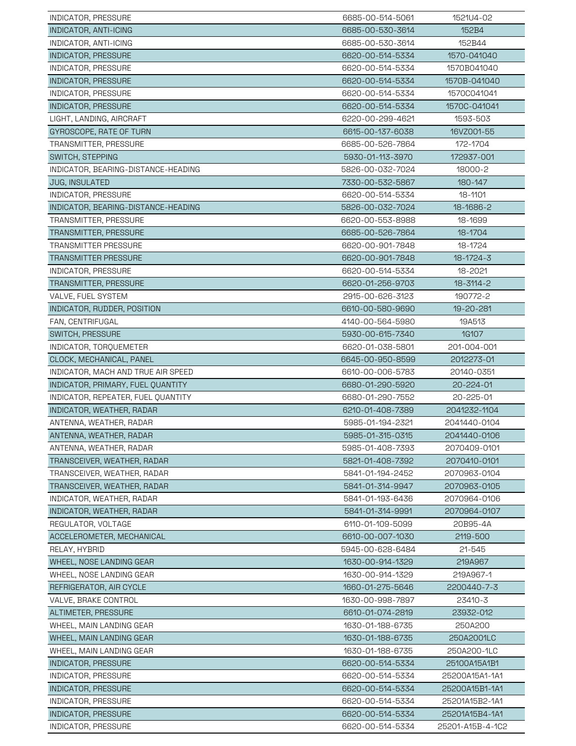| | | |
|---|---|---|
| INDICATOR, PRESSURE | 6685-00-514-5061 | 1521U4-02 |
| INDICATOR, ANTI-ICING | 6685-00-530-3614 | 152B4 |
| INDICATOR, ANTI-ICING | 6685-00-530-3614 | 152B44 |
| INDICATOR, PRESSURE | 6620-00-514-5334 | 1570-041040 |
| INDICATOR, PRESSURE | 6620-00-514-5334 | 1570B041040 |
| INDICATOR, PRESSURE | 6620-00-514-5334 | 1570B-041040 |
| INDICATOR, PRESSURE | 6620-00-514-5334 | 1570C041041 |
| INDICATOR, PRESSURE | 6620-00-514-5334 | 1570C-041041 |
| LIGHT, LANDING, AIRCRAFT | 6220-00-299-4621 | 1593-503 |
| GYROSCOPE, RATE OF TURN | 6615-00-137-6038 | 16VZ001-55 |
| TRANSMITTER, PRESSURE | 6685-00-526-7864 | 172-1704 |
| SWITCH, STEPPING | 5930-01-113-3970 | 172937-001 |
| INDICATOR, BEARING-DISTANCE-HEADING | 5826-00-032-7024 | 18000-2 |
| JUG, INSULATED | 7330-00-532-5867 | 180-147 |
| INDICATOR, PRESSURE | 6620-00-514-5334 | 18-1101 |
| INDICATOR, BEARING-DISTANCE-HEADING | 5826-00-032-7024 | 18-1686-2 |
| TRANSMITTER, PRESSURE | 6620-00-553-8988 | 18-1699 |
| TRANSMITTER, PRESSURE | 6685-00-526-7864 | 18-1704 |
| TRANSMITTER PRESSURE | 6620-00-901-7848 | 18-1724 |
| TRANSMITTER PRESSURE | 6620-00-901-7848 | 18-1724-3 |
| INDICATOR, PRESSURE | 6620-00-514-5334 | 18-2021 |
| TRANSMITTER, PRESSURE | 6620-01-256-9703 | 18-3114-2 |
| VALVE, FUEL SYSTEM | 2915-00-626-3123 | 190772-2 |
| INDICATOR, RUDDER, POSITION | 6610-00-580-9690 | 19-20-281 |
| FAN, CENTRIFUGAL | 4140-00-564-5980 | 19A513 |
| SWITCH, PRESSURE | 5930-00-615-7340 | 1G107 |
| INDICATOR, TORQUEMETER | 6620-01-038-5801 | 201-004-001 |
| CLOCK, MECHANICAL, PANEL | 6645-00-950-8599 | 2012273-01 |
| INDICATOR, MACH AND TRUE AIR SPEED | 6610-00-006-5783 | 20140-0351 |
| INDICATOR, PRIMARY, FUEL QUANTITY | 6680-01-290-5920 | 20-224-01 |
| INDICATOR, REPEATER, FUEL QUANTITY | 6680-01-290-7552 | 20-225-01 |
| INDICATOR, WEATHER, RADAR | 6210-01-408-7389 | 2041232-1104 |
| ANTENNA, WEATHER, RADAR | 5985-01-194-2321 | 2041440-0104 |
| ANTENNA, WEATHER, RADAR | 5985-01-315-0315 | 2041440-0106 |
| ANTENNA, WEATHER, RADAR | 5985-01-408-7393 | 2070409-0101 |
| TRANSCEIVER, WEATHER, RADAR | 5821-01-408-7392 | 2070410-0101 |
| TRANSCEIVER, WEATHER, RADAR | 5841-01-194-2452 | 2070963-0104 |
| TRANSCEIVER, WEATHER, RADAR | 5841-01-314-9947 | 2070963-0105 |
| INDICATOR, WEATHER, RADAR | 5841-01-193-6436 | 2070964-0106 |
| INDICATOR, WEATHER, RADAR | 5841-01-314-9991 | 2070964-0107 |
| REGULATOR, VOLTAGE | 6110-01-109-5099 | 20B95-4A |
| ACCELEROMETER, MECHANICAL | 6610-00-007-1030 | 2119-500 |
| RELAY, HYBRID | 5945-00-628-6484 | 21-545 |
| WHEEL, NOSE LANDING GEAR | 1630-00-914-1329 | 219A967 |
| WHEEL, NOSE LANDING GEAR | 1630-00-914-1329 | 219A967-1 |
| REFRIGERATOR, AIR CYCLE | 1660-01-275-5646 | 2200440-7-3 |
| VALVE, BRAKE CONTROL | 1630-00-998-7897 | 23410-3 |
| ALTIMETER, PRESSURE | 6610-01-074-2819 | 23932-012 |
| WHEEL, MAIN LANDING GEAR | 1630-01-188-6735 | 250A200 |
| WHEEL, MAIN LANDING GEAR | 1630-01-188-6735 | 250A2001LC |
| WHEEL, MAIN LANDING GEAR | 1630-01-188-6735 | 250A200-1LC |
| INDICATOR, PRESSURE | 6620-00-514-5334 | 25100A15A1B1 |
| INDICATOR, PRESSURE | 6620-00-514-5334 | 25200A15A1-1A1 |
| INDICATOR, PRESSURE | 6620-00-514-5334 | 25200A15B1-1A1 |
| INDICATOR, PRESSURE | 6620-00-514-5334 | 25201A15B2-1A1 |
| INDICATOR, PRESSURE | 6620-00-514-5334 | 25201A15B4-1A1 |
| INDICATOR, PRESSURE | 6620-00-514-5334 | 25201-A15B-4-1C2 |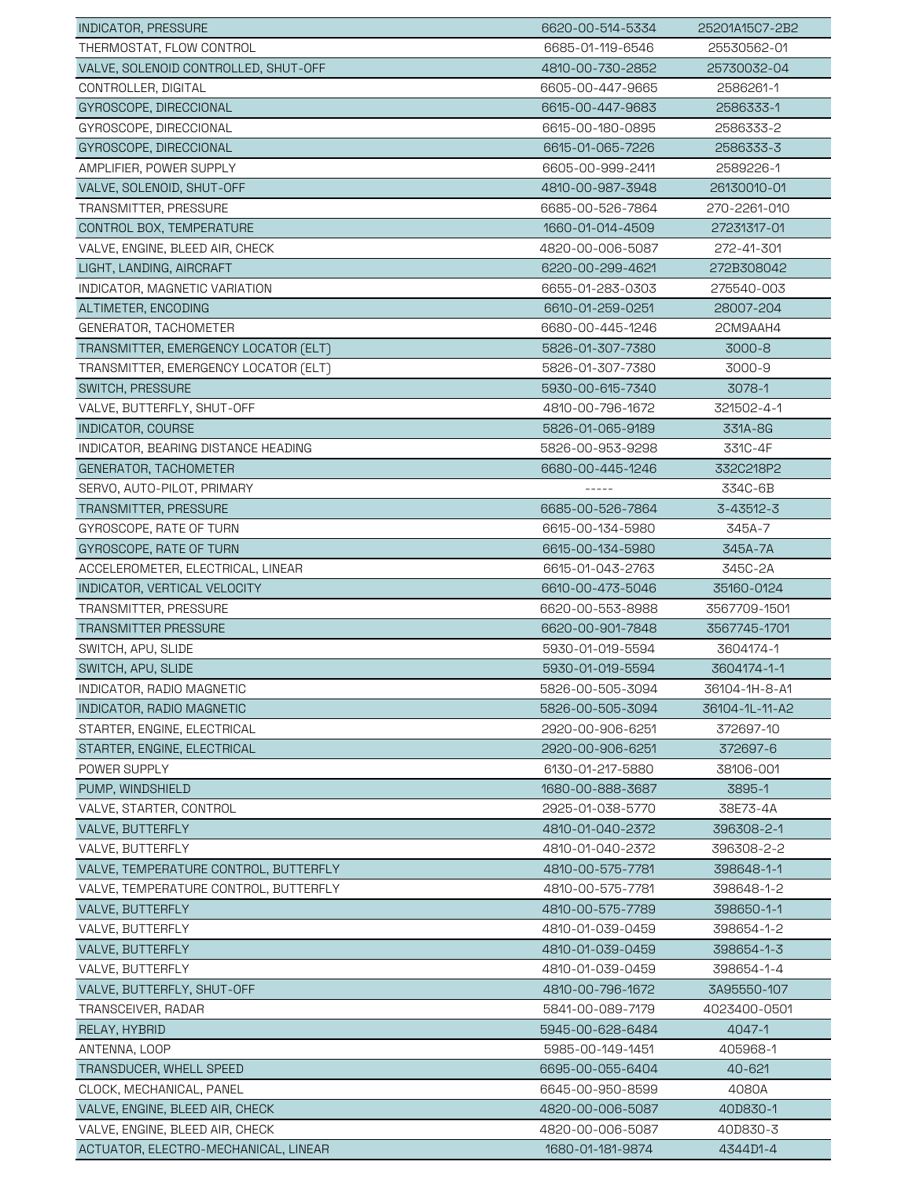| | | |
|---|---|---|
| INDICATOR, PRESSURE | 6620-00-514-5334 | 25201A15C7-2B2 |
| THERMOSTAT, FLOW CONTROL | 6685-01-119-6546 | 25530562-01 |
| VALVE, SOLENOID CONTROLLED, SHUT-OFF | 4810-00-730-2852 | 25730032-04 |
| CONTROLLER, DIGITAL | 6605-00-447-9665 | 2586261-1 |
| GYROSCOPE, DIRECCIONAL | 6615-00-447-9683 | 2586333-1 |
| GYROSCOPE, DIRECCIONAL | 6615-00-180-0895 | 2586333-2 |
| GYROSCOPE, DIRECCIONAL | 6615-01-065-7226 | 2586333-3 |
| AMPLIFIER, POWER SUPPLY | 6605-00-999-2411 | 2589226-1 |
| VALVE, SOLENOID, SHUT-OFF | 4810-00-987-3948 | 26130010-01 |
| TRANSMITTER, PRESSURE | 6685-00-526-7864 | 270-2261-010 |
| CONTROL BOX, TEMPERATURE | 1660-01-014-4509 | 27231317-01 |
| VALVE, ENGINE, BLEED AIR, CHECK | 4820-00-006-5087 | 272-41-301 |
| LIGHT, LANDING, AIRCRAFT | 6220-00-299-4621 | 272B308042 |
| INDICATOR, MAGNETIC VARIATION | 6655-01-283-0303 | 275540-003 |
| ALTIMETER, ENCODING | 6610-01-259-0251 | 28007-204 |
| GENERATOR, TACHOMETER | 6680-00-445-1246 | 2CM9AAH4 |
| TRANSMITTER, EMERGENCY LOCATOR (ELT) | 5826-01-307-7380 | 3000-8 |
| TRANSMITTER, EMERGENCY LOCATOR (ELT) | 5826-01-307-7380 | 3000-9 |
| SWITCH, PRESSURE | 5930-00-615-7340 | 3078-1 |
| VALVE, BUTTERFLY, SHUT-OFF | 4810-00-796-1672 | 321502-4-1 |
| INDICATOR, COURSE | 5826-01-065-9189 | 331A-8G |
| INDICATOR, BEARING DISTANCE HEADING | 5826-00-953-9298 | 331C-4F |
| GENERATOR, TACHOMETER | 6680-00-445-1246 | 332C218P2 |
| SERVO, AUTO-PILOT, PRIMARY | ----- | 334C-6B |
| TRANSMITTER, PRESSURE | 6685-00-526-7864 | 3-43512-3 |
| GYROSCOPE, RATE OF TURN | 6615-00-134-5980 | 345A-7 |
| GYROSCOPE, RATE OF TURN | 6615-00-134-5980 | 345A-7A |
| ACCELEROMETER, ELECTRICAL, LINEAR | 6615-01-043-2763 | 345C-2A |
| INDICATOR, VERTICAL VELOCITY | 6610-00-473-5046 | 35160-0124 |
| TRANSMITTER, PRESSURE | 6620-00-553-8988 | 3567709-1501 |
| TRANSMITTER PRESSURE | 6620-00-901-7848 | 3567745-1701 |
| SWITCH, APU, SLIDE | 5930-01-019-5594 | 3604174-1 |
| SWITCH, APU, SLIDE | 5930-01-019-5594 | 3604174-1-1 |
| INDICATOR, RADIO MAGNETIC | 5826-00-505-3094 | 36104-1H-8-A1 |
| INDICATOR, RADIO MAGNETIC | 5826-00-505-3094 | 36104-1L-11-A2 |
| STARTER, ENGINE, ELECTRICAL | 2920-00-906-6251 | 372697-10 |
| STARTER, ENGINE, ELECTRICAL | 2920-00-906-6251 | 372697-6 |
| POWER SUPPLY | 6130-01-217-5880 | 38106-001 |
| PUMP, WINDSHIELD | 1680-00-888-3687 | 3895-1 |
| VALVE, STARTER, CONTROL | 2925-01-038-5770 | 38E73-4A |
| VALVE, BUTTERFLY | 4810-01-040-2372 | 396308-2-1 |
| VALVE, BUTTERFLY | 4810-01-040-2372 | 396308-2-2 |
| VALVE, TEMPERATURE CONTROL, BUTTERFLY | 4810-00-575-7781 | 398648-1-1 |
| VALVE, TEMPERATURE CONTROL, BUTTERFLY | 4810-00-575-7781 | 398648-1-2 |
| VALVE, BUTTERFLY | 4810-00-575-7789 | 398650-1-1 |
| VALVE, BUTTERFLY | 4810-01-039-0459 | 398654-1-2 |
| VALVE, BUTTERFLY | 4810-01-039-0459 | 398654-1-3 |
| VALVE, BUTTERFLY | 4810-01-039-0459 | 398654-1-4 |
| VALVE, BUTTERFLY, SHUT-OFF | 4810-00-796-1672 | 3A95550-107 |
| TRANSCEIVER, RADAR | 5841-00-089-7179 | 4023400-0501 |
| RELAY, HYBRID | 5945-00-628-6484 | 4047-1 |
| ANTENNA, LOOP | 5985-00-149-1451 | 405968-1 |
| TRANSDUCER, WHELL SPEED | 6695-00-055-6404 | 40-621 |
| CLOCK, MECHANICAL, PANEL | 6645-00-950-8599 | 4080A |
| VALVE, ENGINE, BLEED AIR, CHECK | 4820-00-006-5087 | 40D830-1 |
| VALVE, ENGINE, BLEED AIR, CHECK | 4820-00-006-5087 | 40D830-3 |
| ACTUATOR, ELECTRO-MECHANICAL, LINEAR | 1680-01-181-9874 | 4344D1-4 |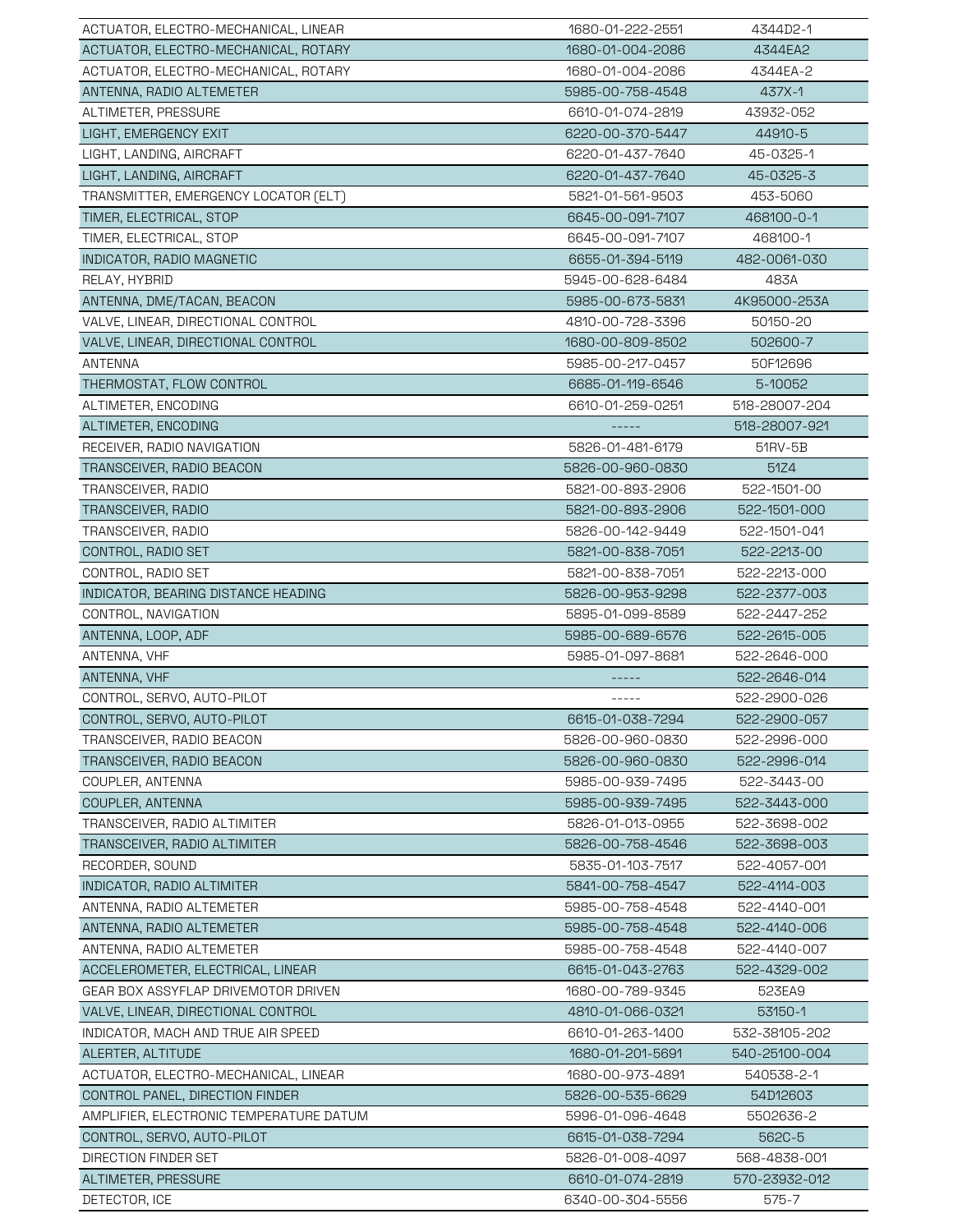| | | |
|---|---|---|
| ACTUATOR, ELECTRO-MECHANICAL, LINEAR | 1680-01-222-2551 | 4344D2-1 |
| ACTUATOR, ELECTRO-MECHANICAL, ROTARY | 1680-01-004-2086 | 4344EA2 |
| ACTUATOR, ELECTRO-MECHANICAL, ROTARY | 1680-01-004-2086 | 4344EA-2 |
| ANTENNA, RADIO ALTEMETER | 5985-00-758-4548 | 437X-1 |
| ALTIMETER, PRESSURE | 6610-01-074-2819 | 43932-052 |
| LIGHT, EMERGENCY EXIT | 6220-00-370-5447 | 44910-5 |
| LIGHT, LANDING, AIRCRAFT | 6220-01-437-7640 | 45-0325-1 |
| LIGHT, LANDING, AIRCRAFT | 6220-01-437-7640 | 45-0325-3 |
| TRANSMITTER, EMERGENCY LOCATOR (ELT) | 5821-01-561-9503 | 453-5060 |
| TIMER, ELECTRICAL, STOP | 6645-00-091-7107 | 468100-0-1 |
| TIMER, ELECTRICAL, STOP | 6645-00-091-7107 | 468100-1 |
| INDICATOR, RADIO MAGNETIC | 6655-01-394-5119 | 482-0061-030 |
| RELAY, HYBRID | 5945-00-628-6484 | 483A |
| ANTENNA, DME/TACAN, BEACON | 5985-00-673-5831 | 4K95000-253A |
| VALVE, LINEAR, DIRECTIONAL CONTROL | 4810-00-728-3396 | 50150-20 |
| VALVE, LINEAR, DIRECTIONAL CONTROL | 1680-00-809-8502 | 502600-7 |
| ANTENNA | 5985-00-217-0457 | 50F12696 |
| THERMOSTAT, FLOW CONTROL | 6685-01-119-6546 | 5-10052 |
| ALTIMETER, ENCODING | 6610-01-259-0251 | 518-28007-204 |
| ALTIMETER, ENCODING | ----- | 518-28007-921 |
| RECEIVER, RADIO NAVIGATION | 5826-01-481-6179 | 51RV-5B |
| TRANSCEIVER, RADIO BEACON | 5826-00-960-0830 | 51Z4 |
| TRANSCEIVER, RADIO | 5821-00-893-2906 | 522-1501-00 |
| TRANSCEIVER, RADIO | 5821-00-893-2906 | 522-1501-000 |
| TRANSCEIVER, RADIO | 5826-00-142-9449 | 522-1501-041 |
| CONTROL, RADIO SET | 5821-00-838-7051 | 522-2213-00 |
| CONTROL, RADIO SET | 5821-00-838-7051 | 522-2213-000 |
| INDICATOR, BEARING DISTANCE HEADING | 5826-00-953-9298 | 522-2377-003 |
| CONTROL, NAVIGATION | 5895-01-099-8589 | 522-2447-252 |
| ANTENNA, LOOP, ADF | 5985-00-689-6576 | 522-2615-005 |
| ANTENNA, VHF | 5985-01-097-8681 | 522-2646-000 |
| ANTENNA, VHF | ----- | 522-2646-014 |
| CONTROL, SERVO, AUTO-PILOT | ----- | 522-2900-026 |
| CONTROL, SERVO, AUTO-PILOT | 6615-01-038-7294 | 522-2900-057 |
| TRANSCEIVER, RADIO BEACON | 5826-00-960-0830 | 522-2996-000 |
| TRANSCEIVER, RADIO BEACON | 5826-00-960-0830 | 522-2996-014 |
| COUPLER, ANTENNA | 5985-00-939-7495 | 522-3443-00 |
| COUPLER, ANTENNA | 5985-00-939-7495 | 522-3443-000 |
| TRANSCEIVER, RADIO ALTIMITER | 5826-01-013-0955 | 522-3698-002 |
| TRANSCEIVER, RADIO ALTIMITER | 5826-00-758-4546 | 522-3698-003 |
| RECORDER, SOUND | 5835-01-103-7517 | 522-4057-001 |
| INDICATOR, RADIO ALTIMITER | 5841-00-758-4547 | 522-4114-003 |
| ANTENNA, RADIO ALTEMETER | 5985-00-758-4548 | 522-4140-001 |
| ANTENNA, RADIO ALTEMETER | 5985-00-758-4548 | 522-4140-006 |
| ANTENNA, RADIO ALTEMETER | 5985-00-758-4548 | 522-4140-007 |
| ACCELEROMETER, ELECTRICAL, LINEAR | 6615-01-043-2763 | 522-4329-002 |
| GEAR BOX ASSYFLAP DRIVEMOTOR DRIVEN | 1680-00-789-9345 | 523EA9 |
| VALVE, LINEAR, DIRECTIONAL CONTROL | 4810-01-066-0321 | 53150-1 |
| INDICATOR, MACH AND TRUE AIR SPEED | 6610-01-263-1400 | 532-38105-202 |
| ALERTER, ALTITUDE | 1680-01-201-5691 | 540-25100-004 |
| ACTUATOR, ELECTRO-MECHANICAL, LINEAR | 1680-00-973-4891 | 540538-2-1 |
| CONTROL PANEL, DIRECTION FINDER | 5826-00-535-6629 | 54D12603 |
| AMPLIFIER, ELECTRONIC TEMPERATURE DATUM | 5996-01-096-4648 | 5502636-2 |
| CONTROL, SERVO, AUTO-PILOT | 6615-01-038-7294 | 562C-5 |
| DIRECTION FINDER SET | 5826-01-008-4097 | 568-4838-001 |
| ALTIMETER, PRESSURE | 6610-01-074-2819 | 570-23932-012 |
| DETECTOR, ICE | 6340-00-304-5556 | 575-7 |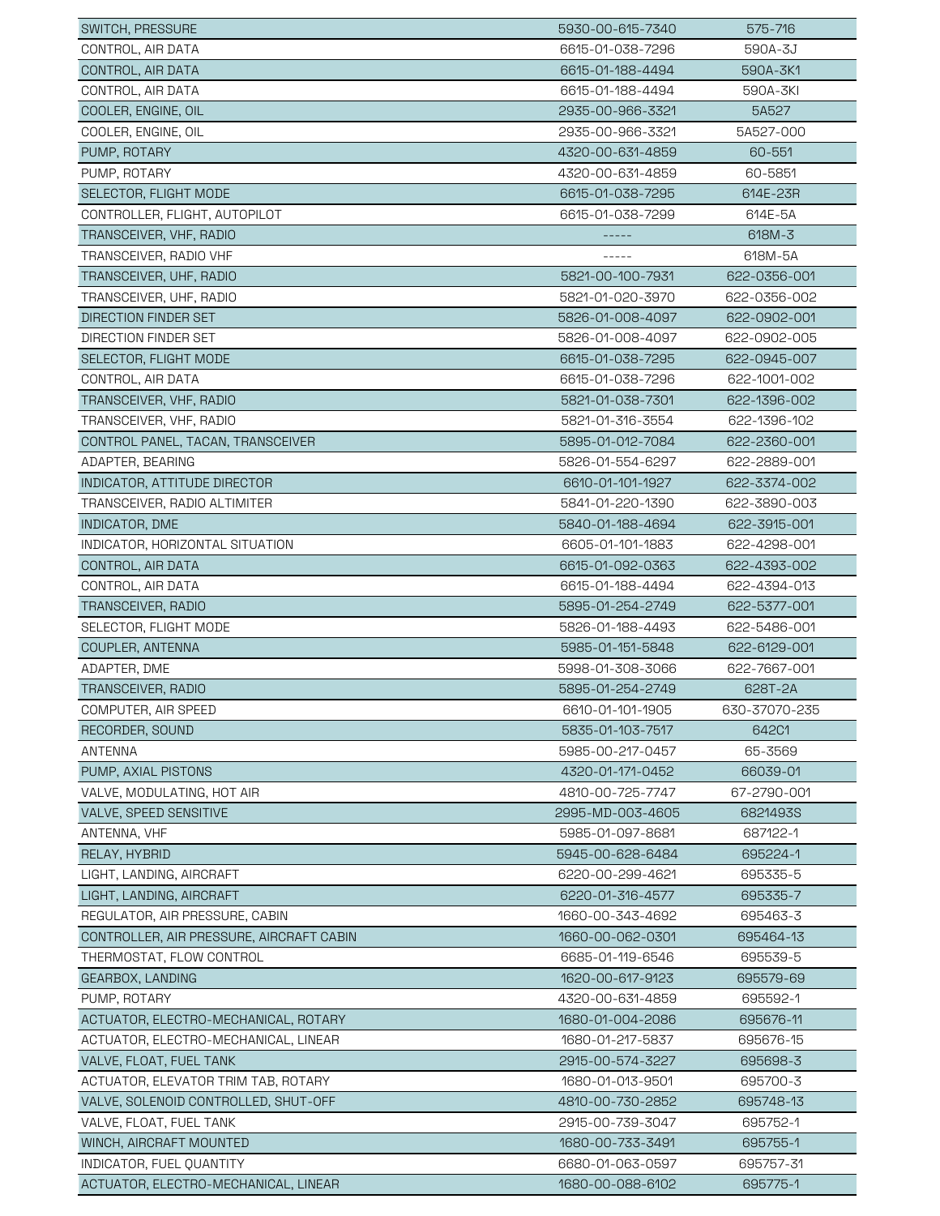| | | |
|---|---|---|
| SWITCH, PRESSURE | 5930-00-615-7340 | 575-716 |
| CONTROL, AIR DATA | 6615-01-038-7296 | 590A-3J |
| CONTROL, AIR DATA | 6615-01-188-4494 | 590A-3K1 |
| CONTROL, AIR DATA | 6615-01-188-4494 | 590A-3KI |
| COOLER, ENGINE, OIL | 2935-00-966-3321 | 5A527 |
| COOLER, ENGINE, OIL | 2935-00-966-3321 | 5A527-000 |
| PUMP, ROTARY | 4320-00-631-4859 | 60-551 |
| PUMP, ROTARY | 4320-00-631-4859 | 60-5851 |
| SELECTOR, FLIGHT MODE | 6615-01-038-7295 | 614E-23R |
| CONTROLLER, FLIGHT, AUTOPILOT | 6615-01-038-7299 | 614E-5A |
| TRANSCEIVER, VHF, RADIO | ----- | 618M-3 |
| TRANSCEIVER, RADIO VHF | ----- | 618M-5A |
| TRANSCEIVER, UHF, RADIO | 5821-00-100-7931 | 622-0356-001 |
| TRANSCEIVER, UHF, RADIO | 5821-01-020-3970 | 622-0356-002 |
| DIRECTION FINDER SET | 5826-01-008-4097 | 622-0902-001 |
| DIRECTION FINDER SET | 5826-01-008-4097 | 622-0902-005 |
| SELECTOR, FLIGHT MODE | 6615-01-038-7295 | 622-0945-007 |
| CONTROL, AIR DATA | 6615-01-038-7296 | 622-1001-002 |
| TRANSCEIVER, VHF, RADIO | 5821-01-038-7301 | 622-1396-002 |
| TRANSCEIVER, VHF, RADIO | 5821-01-316-3554 | 622-1396-102 |
| CONTROL PANEL, TACAN, TRANSCEIVER | 5895-01-012-7084 | 622-2360-001 |
| ADAPTER, BEARING | 5826-01-554-6297 | 622-2889-001 |
| INDICATOR, ATTITUDE DIRECTOR | 6610-01-101-1927 | 622-3374-002 |
| TRANSCEIVER, RADIO ALTIMITER | 5841-01-220-1390 | 622-3890-003 |
| INDICATOR, DME | 5840-01-188-4694 | 622-3915-001 |
| INDICATOR, HORIZONTAL SITUATION | 6605-01-101-1883 | 622-4298-001 |
| CONTROL, AIR DATA | 6615-01-092-0363 | 622-4393-002 |
| CONTROL, AIR DATA | 6615-01-188-4494 | 622-4394-013 |
| TRANSCEIVER, RADIO | 5895-01-254-2749 | 622-5377-001 |
| SELECTOR, FLIGHT MODE | 5826-01-188-4493 | 622-5486-001 |
| COUPLER, ANTENNA | 5985-01-151-5848 | 622-6129-001 |
| ADAPTER, DME | 5998-01-308-3066 | 622-7667-001 |
| TRANSCEIVER, RADIO | 5895-01-254-2749 | 628T-2A |
| COMPUTER, AIR SPEED | 6610-01-101-1905 | 630-37070-235 |
| RECORDER, SOUND | 5835-01-103-7517 | 642C1 |
| ANTENNA | 5985-00-217-0457 | 65-3569 |
| PUMP, AXIAL PISTONS | 4320-01-171-0452 | 66039-01 |
| VALVE, MODULATING, HOT AIR | 4810-00-725-7747 | 67-2790-001 |
| VALVE, SPEED SENSITIVE | 2995-MD-003-4605 | 6821493S |
| ANTENNA, VHF | 5985-01-097-8681 | 687122-1 |
| RELAY, HYBRID | 5945-00-628-6484 | 695224-1 |
| LIGHT, LANDING, AIRCRAFT | 6220-00-299-4621 | 695335-5 |
| LIGHT, LANDING, AIRCRAFT | 6220-01-316-4577 | 695335-7 |
| REGULATOR, AIR PRESSURE, CABIN | 1660-00-343-4692 | 695463-3 |
| CONTROLLER, AIR PRESSURE, AIRCRAFT CABIN | 1660-00-062-0301 | 695464-13 |
| THERMOSTAT, FLOW CONTROL | 6685-01-119-6546 | 695539-5 |
| GEARBOX, LANDING | 1620-00-617-9123 | 695579-69 |
| PUMP, ROTARY | 4320-00-631-4859 | 695592-1 |
| ACTUATOR, ELECTRO-MECHANICAL, ROTARY | 1680-01-004-2086 | 695676-11 |
| ACTUATOR, ELECTRO-MECHANICAL, LINEAR | 1680-01-217-5837 | 695676-15 |
| VALVE, FLOAT, FUEL TANK | 2915-00-574-3227 | 695698-3 |
| ACTUATOR, ELEVATOR TRIM TAB, ROTARY | 1680-01-013-9501 | 695700-3 |
| VALVE, SOLENOID CONTROLLED, SHUT-OFF | 4810-00-730-2852 | 695748-13 |
| VALVE, FLOAT, FUEL TANK | 2915-00-739-3047 | 695752-1 |
| WINCH, AIRCRAFT MOUNTED | 1680-00-733-3491 | 695755-1 |
| INDICATOR, FUEL QUANTITY | 6680-01-063-0597 | 695757-31 |
| ACTUATOR, ELECTRO-MECHANICAL, LINEAR | 1680-00-088-6102 | 695775-1 |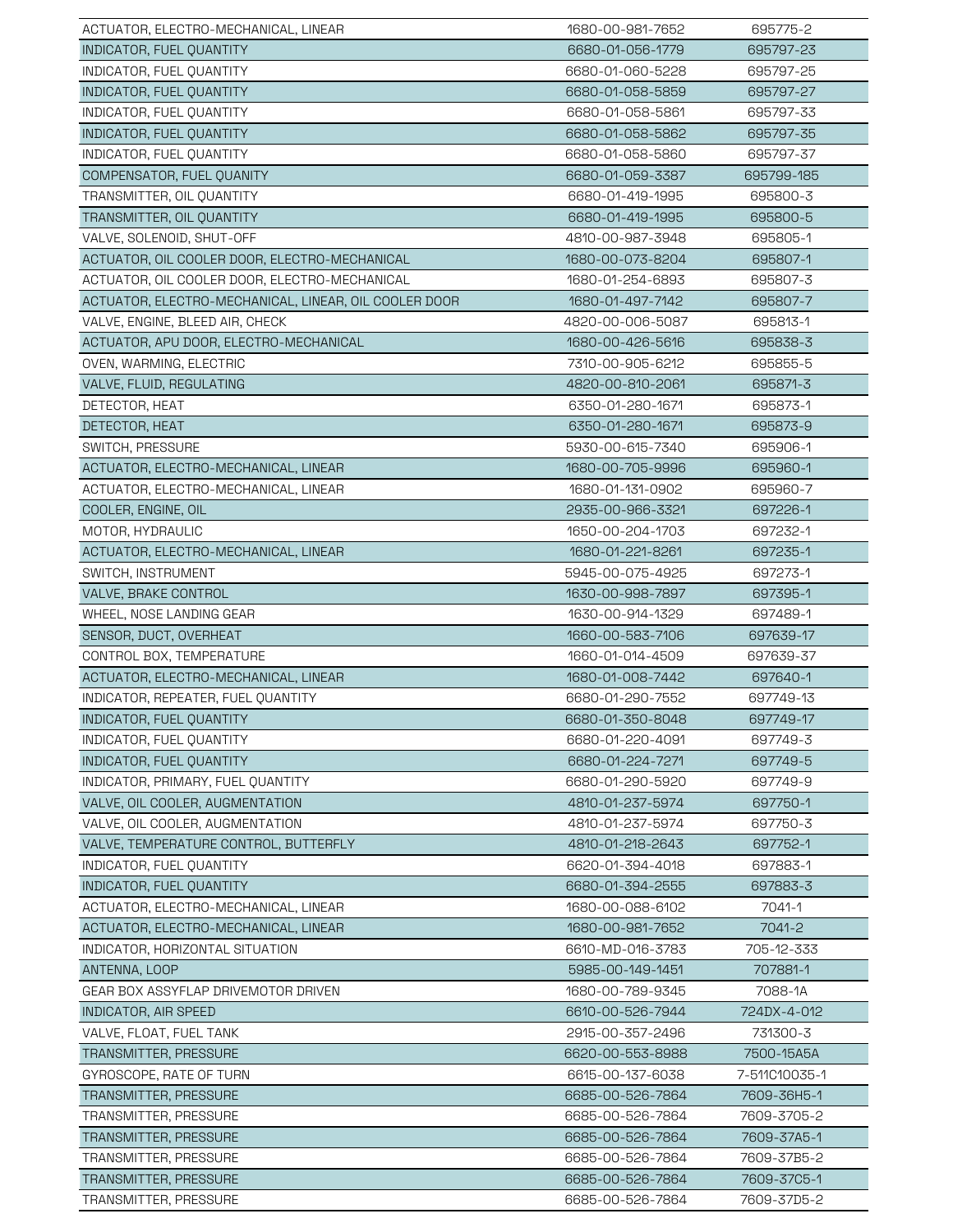| | | |
|---|---|---|
| ACTUATOR, ELECTRO-MECHANICAL, LINEAR | 1680-00-981-7652 | 695775-2 |
| INDICATOR, FUEL QUANTITY | 6680-01-056-1779 | 695797-23 |
| INDICATOR, FUEL QUANTITY | 6680-01-060-5228 | 695797-25 |
| INDICATOR, FUEL QUANTITY | 6680-01-058-5859 | 695797-27 |
| INDICATOR, FUEL QUANTITY | 6680-01-058-5861 | 695797-33 |
| INDICATOR, FUEL QUANTITY | 6680-01-058-5862 | 695797-35 |
| INDICATOR, FUEL QUANTITY | 6680-01-058-5860 | 695797-37 |
| COMPENSATOR, FUEL QUANITY | 6680-01-059-3387 | 695799-185 |
| TRANSMITTER, OIL QUANTITY | 6680-01-419-1995 | 695800-3 |
| TRANSMITTER, OIL QUANTITY | 6680-01-419-1995 | 695800-5 |
| VALVE, SOLENOID, SHUT-OFF | 4810-00-987-3948 | 695805-1 |
| ACTUATOR, OIL COOLER DOOR, ELECTRO-MECHANICAL | 1680-00-073-8204 | 695807-1 |
| ACTUATOR, OIL COOLER DOOR, ELECTRO-MECHANICAL | 1680-01-254-6893 | 695807-3 |
| ACTUATOR, ELECTRO-MECHANICAL, LINEAR, OIL COOLER DOOR | 1680-01-497-7142 | 695807-7 |
| VALVE, ENGINE, BLEED AIR, CHECK | 4820-00-006-5087 | 695813-1 |
| ACTUATOR, APU DOOR, ELECTRO-MECHANICAL | 1680-00-426-5616 | 695838-3 |
| OVEN, WARMING, ELECTRIC | 7310-00-905-6212 | 695855-5 |
| VALVE, FLUID, REGULATING | 4820-00-810-2061 | 695871-3 |
| DETECTOR, HEAT | 6350-01-280-1671 | 695873-1 |
| DETECTOR, HEAT | 6350-01-280-1671 | 695873-9 |
| SWITCH, PRESSURE | 5930-00-615-7340 | 695906-1 |
| ACTUATOR, ELECTRO-MECHANICAL, LINEAR | 1680-00-705-9996 | 695960-1 |
| ACTUATOR, ELECTRO-MECHANICAL, LINEAR | 1680-01-131-0902 | 695960-7 |
| COOLER, ENGINE, OIL | 2935-00-966-3321 | 697226-1 |
| MOTOR, HYDRAULIC | 1650-00-204-1703 | 697232-1 |
| ACTUATOR, ELECTRO-MECHANICAL, LINEAR | 1680-01-221-8261 | 697235-1 |
| SWITCH, INSTRUMENT | 5945-00-075-4925 | 697273-1 |
| VALVE, BRAKE CONTROL | 1630-00-998-7897 | 697395-1 |
| WHEEL, NOSE LANDING GEAR | 1630-00-914-1329 | 697489-1 |
| SENSOR, DUCT, OVERHEAT | 1660-00-583-7106 | 697639-17 |
| CONTROL BOX, TEMPERATURE | 1660-01-014-4509 | 697639-37 |
| ACTUATOR, ELECTRO-MECHANICAL, LINEAR | 1680-01-008-7442 | 697640-1 |
| INDICATOR, REPEATER, FUEL QUANTITY | 6680-01-290-7552 | 697749-13 |
| INDICATOR, FUEL QUANTITY | 6680-01-350-8048 | 697749-17 |
| INDICATOR, FUEL QUANTITY | 6680-01-220-4091 | 697749-3 |
| INDICATOR, FUEL QUANTITY | 6680-01-224-7271 | 697749-5 |
| INDICATOR, PRIMARY, FUEL QUANTITY | 6680-01-290-5920 | 697749-9 |
| VALVE, OIL COOLER, AUGMENTATION | 4810-01-237-5974 | 697750-1 |
| VALVE, OIL COOLER, AUGMENTATION | 4810-01-237-5974 | 697750-3 |
| VALVE, TEMPERATURE CONTROL, BUTTERFLY | 4810-01-218-2643 | 697752-1 |
| INDICATOR, FUEL QUANTITY | 6620-01-394-4018 | 697883-1 |
| INDICATOR, FUEL QUANTITY | 6680-01-394-2555 | 697883-3 |
| ACTUATOR, ELECTRO-MECHANICAL, LINEAR | 1680-00-088-6102 | 7041-1 |
| ACTUATOR, ELECTRO-MECHANICAL, LINEAR | 1680-00-981-7652 | 7041-2 |
| INDICATOR, HORIZONTAL SITUATION | 6610-MD-016-3783 | 705-12-333 |
| ANTENNA, LOOP | 5985-00-149-1451 | 707881-1 |
| GEAR BOX ASSYFLAP DRIVEMOTOR DRIVEN | 1680-00-789-9345 | 7088-1A |
| INDICATOR, AIR SPEED | 6610-00-526-7944 | 724DX-4-012 |
| VALVE, FLOAT, FUEL TANK | 2915-00-357-2496 | 731300-3 |
| TRANSMITTER, PRESSURE | 6620-00-553-8988 | 7500-15A5A |
| GYROSCOPE, RATE OF TURN | 6615-00-137-6038 | 7-511C10035-1 |
| TRANSMITTER, PRESSURE | 6685-00-526-7864 | 7609-36H5-1 |
| TRANSMITTER, PRESSURE | 6685-00-526-7864 | 7609-3705-2 |
| TRANSMITTER, PRESSURE | 6685-00-526-7864 | 7609-37A5-1 |
| TRANSMITTER, PRESSURE | 6685-00-526-7864 | 7609-37B5-2 |
| TRANSMITTER, PRESSURE | 6685-00-526-7864 | 7609-37C5-1 |
| TRANSMITTER, PRESSURE | 6685-00-526-7864 | 7609-37D5-2 |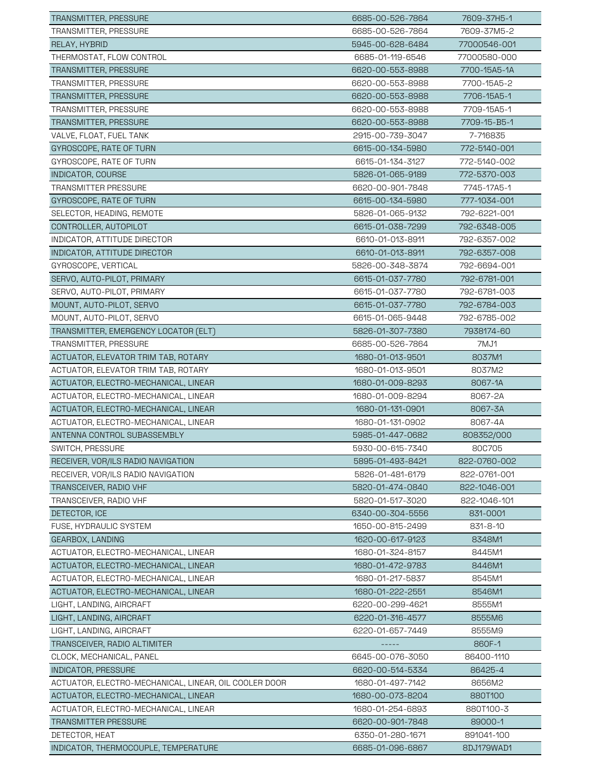| | | |
|---|---|---|
| TRANSMITTER, PRESSURE | 6685-00-526-7864 | 7609-37H5-1 |
| TRANSMITTER, PRESSURE | 6685-00-526-7864 | 7609-37M5-2 |
| RELAY, HYBRID | 5945-00-628-6484 | 77000546-001 |
| THERMOSTAT, FLOW CONTROL | 6685-01-119-6546 | 77000580-000 |
| TRANSMITTER, PRESSURE | 6620-00-553-8988 | 7700-15A5-1A |
| TRANSMITTER, PRESSURE | 6620-00-553-8988 | 7700-15A5-2 |
| TRANSMITTER, PRESSURE | 6620-00-553-8988 | 7706-15A5-1 |
| TRANSMITTER, PRESSURE | 6620-00-553-8988 | 7709-15A5-1 |
| TRANSMITTER, PRESSURE | 6620-00-553-8988 | 7709-15-B5-1 |
| VALVE, FLOAT, FUEL TANK | 2915-00-739-3047 | 7-716835 |
| GYROSCOPE, RATE OF TURN | 6615-00-134-5980 | 772-5140-001 |
| GYROSCOPE, RATE OF TURN | 6615-01-134-3127 | 772-5140-002 |
| INDICATOR, COURSE | 5826-01-065-9189 | 772-5370-003 |
| TRANSMITTER PRESSURE | 6620-00-901-7848 | 7745-17A5-1 |
| GYROSCOPE, RATE OF TURN | 6615-00-134-5980 | 777-1034-001 |
| SELECTOR, HEADING, REMOTE | 5826-01-065-9132 | 792-6221-001 |
| CONTROLLER, AUTOPILOT | 6615-01-038-7299 | 792-6348-005 |
| INDICATOR, ATTITUDE DIRECTOR | 6610-01-013-8911 | 792-6357-002 |
| INDICATOR, ATTITUDE DIRECTOR | 6610-01-013-8911 | 792-6357-008 |
| GYROSCOPE, VERTICAL | 5826-00-348-3874 | 792-6694-001 |
| SERVO, AUTO-PILOT, PRIMARY | 6615-01-037-7780 | 792-6781-001 |
| SERVO, AUTO-PILOT, PRIMARY | 6615-01-037-7780 | 792-6781-003 |
| MOUNT, AUTO-PILOT, SERVO | 6615-01-037-7780 | 792-6784-003 |
| MOUNT, AUTO-PILOT, SERVO | 6615-01-065-9448 | 792-6785-002 |
| TRANSMITTER, EMERGENCY LOCATOR (ELT) | 5826-01-307-7380 | 7938174-60 |
| TRANSMITTER, PRESSURE | 6685-00-526-7864 | 7MJ1 |
| ACTUATOR, ELEVATOR TRIM TAB, ROTARY | 1680-01-013-9501 | 8037M1 |
| ACTUATOR, ELEVATOR TRIM TAB, ROTARY | 1680-01-013-9501 | 8037M2 |
| ACTUATOR, ELECTRO-MECHANICAL, LINEAR | 1680-01-009-8293 | 8067-1A |
| ACTUATOR, ELECTRO-MECHANICAL, LINEAR | 1680-01-009-8294 | 8067-2A |
| ACTUATOR, ELECTRO-MECHANICAL, LINEAR | 1680-01-131-0901 | 8067-3A |
| ACTUATOR, ELECTRO-MECHANICAL, LINEAR | 1680-01-131-0902 | 8067-4A |
| ANTENNA CONTROL SUBASSEMBLY | 5985-01-447-0682 | 808352/000 |
| SWITCH, PRESSURE | 5930-00-615-7340 | 80C705 |
| RECEIVER, VOR/ILS RADIO NAVIGATION | 5895-01-493-8421 | 822-0760-002 |
| RECEIVER, VOR/ILS RADIO NAVIGATION | 5826-01-481-6179 | 822-0761-001 |
| TRANSCEIVER, RADIO VHF | 5820-01-474-0840 | 822-1046-001 |
| TRANSCEIVER, RADIO VHF | 5820-01-517-3020 | 822-1046-101 |
| DETECTOR, ICE | 6340-00-304-5556 | 831-0001 |
| FUSE, HYDRAULIC SYSTEM | 1650-00-815-2499 | 831-8-10 |
| GEARBOX, LANDING | 1620-00-617-9123 | 8348M1 |
| ACTUATOR, ELECTRO-MECHANICAL, LINEAR | 1680-01-324-8157 | 8445M1 |
| ACTUATOR, ELECTRO-MECHANICAL, LINEAR | 1680-01-472-9783 | 8446M1 |
| ACTUATOR, ELECTRO-MECHANICAL, LINEAR | 1680-01-217-5837 | 8545M1 |
| ACTUATOR, ELECTRO-MECHANICAL, LINEAR | 1680-01-222-2551 | 8546M1 |
| LIGHT, LANDING, AIRCRAFT | 6220-00-299-4621 | 8555M1 |
| LIGHT, LANDING, AIRCRAFT | 6220-01-316-4577 | 8555M6 |
| LIGHT, LANDING, AIRCRAFT | 6220-01-657-7449 | 8555M9 |
| TRANSCEIVER, RADIO ALTIMITER | ----- | 860F-1 |
| CLOCK, MECHANICAL, PANEL | 6645-00-076-3050 | 86400-1110 |
| INDICATOR, PRESSURE | 6620-00-514-5334 | 86425-4 |
| ACTUATOR, ELECTRO-MECHANICAL, LINEAR, OIL COOLER DOOR | 1680-01-497-7142 | 8656M2 |
| ACTUATOR, ELECTRO-MECHANICAL, LINEAR | 1680-00-073-8204 | 880T100 |
| ACTUATOR, ELECTRO-MECHANICAL, LINEAR | 1680-01-254-6893 | 880T100-3 |
| TRANSMITTER PRESSURE | 6620-00-901-7848 | 89000-1 |
| DETECTOR, HEAT | 6350-01-280-1671 | 891041-100 |
| INDICATOR, THERMOCOUPLE, TEMPERATURE | 6685-01-096-6867 | 8DJ179WAD1 |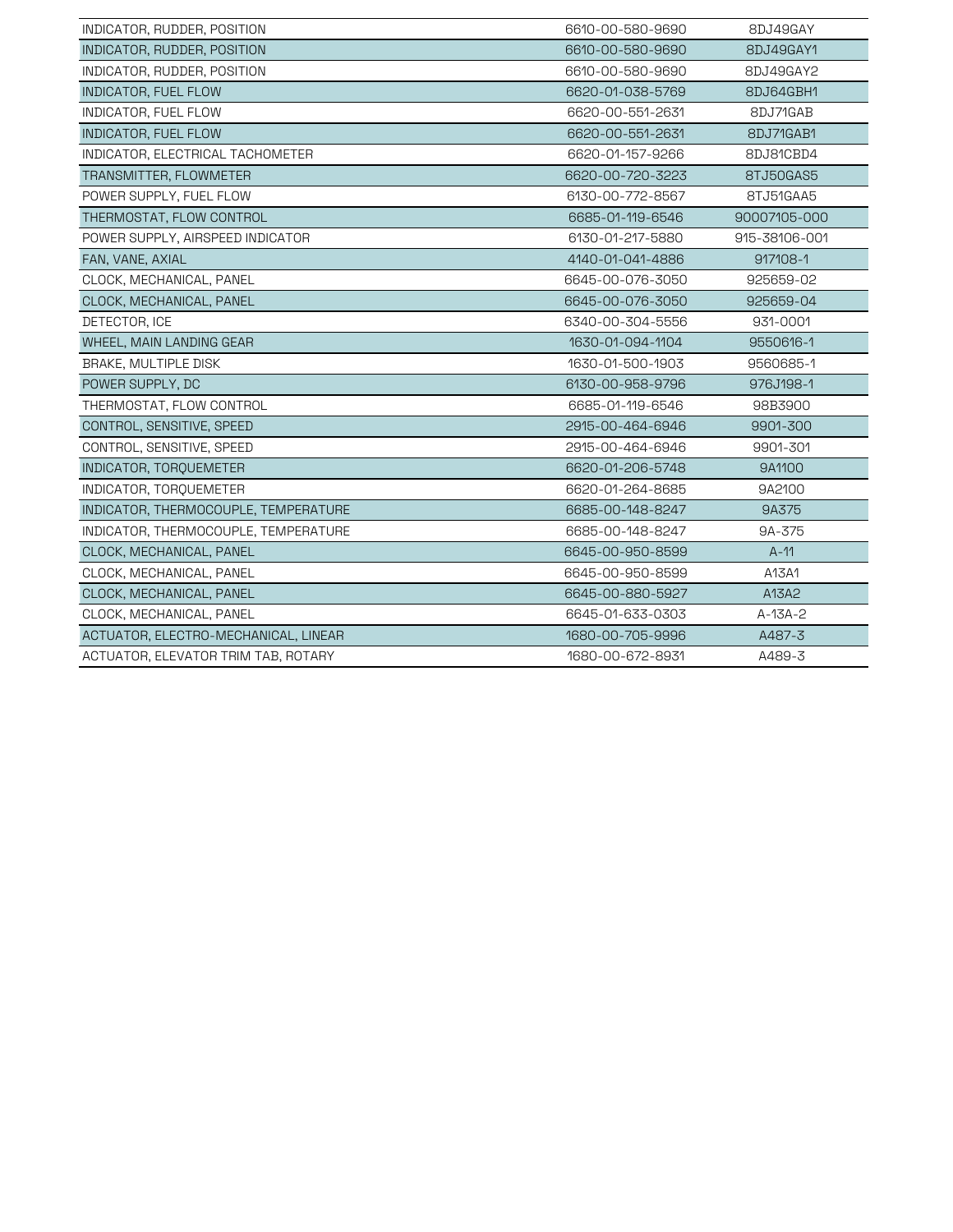| | | |
|---|---|---|
| INDICATOR, RUDDER, POSITION | 6610-00-580-9690 | 8DJ49GAY |
| INDICATOR, RUDDER, POSITION | 6610-00-580-9690 | 8DJ49GAY1 |
| INDICATOR, RUDDER, POSITION | 6610-00-580-9690 | 8DJ49GAY2 |
| INDICATOR, FUEL FLOW | 6620-01-038-5769 | 8DJ64GBH1 |
| INDICATOR, FUEL FLOW | 6620-00-551-2631 | 8DJ71GAB |
| INDICATOR, FUEL FLOW | 6620-00-551-2631 | 8DJ71GAB1 |
| INDICATOR, ELECTRICAL TACHOMETER | 6620-01-157-9266 | 8DJ81CBD4 |
| TRANSMITTER, FLOWMETER | 6620-00-720-3223 | 8TJ50GAS5 |
| POWER SUPPLY, FUEL FLOW | 6130-00-772-8567 | 8TJ51GAA5 |
| THERMOSTAT, FLOW CONTROL | 6685-01-119-6546 | 90007105-000 |
| POWER SUPPLY, AIRSPEED INDICATOR | 6130-01-217-5880 | 915-38106-001 |
| FAN, VANE, AXIAL | 4140-01-041-4886 | 917108-1 |
| CLOCK, MECHANICAL, PANEL | 6645-00-076-3050 | 925659-02 |
| CLOCK, MECHANICAL, PANEL | 6645-00-076-3050 | 925659-04 |
| DETECTOR, ICE | 6340-00-304-5556 | 931-0001 |
| WHEEL, MAIN LANDING GEAR | 1630-01-094-1104 | 9550616-1 |
| BRAKE, MULTIPLE DISK | 1630-01-500-1903 | 9560685-1 |
| POWER SUPPLY, DC | 6130-00-958-9796 | 976J198-1 |
| THERMOSTAT, FLOW CONTROL | 6685-01-119-6546 | 98B3900 |
| CONTROL, SENSITIVE, SPEED | 2915-00-464-6946 | 9901-300 |
| CONTROL, SENSITIVE, SPEED | 2915-00-464-6946 | 9901-301 |
| INDICATOR, TORQUEMETER | 6620-01-206-5748 | 9A1100 |
| INDICATOR, TORQUEMETER | 6620-01-264-8685 | 9A2100 |
| INDICATOR, THERMOCOUPLE, TEMPERATURE | 6685-00-148-8247 | 9A375 |
| INDICATOR, THERMOCOUPLE, TEMPERATURE | 6685-00-148-8247 | 9A-375 |
| CLOCK, MECHANICAL, PANEL | 6645-00-950-8599 | A-11 |
| CLOCK, MECHANICAL, PANEL | 6645-00-950-8599 | A13A1 |
| CLOCK, MECHANICAL, PANEL | 6645-00-880-5927 | A13A2 |
| CLOCK, MECHANICAL, PANEL | 6645-01-633-0303 | A-13A-2 |
| ACTUATOR, ELECTRO-MECHANICAL, LINEAR | 1680-00-705-9996 | A487-3 |
| ACTUATOR, ELEVATOR TRIM TAB, ROTARY | 1680-00-672-8931 | A489-3 |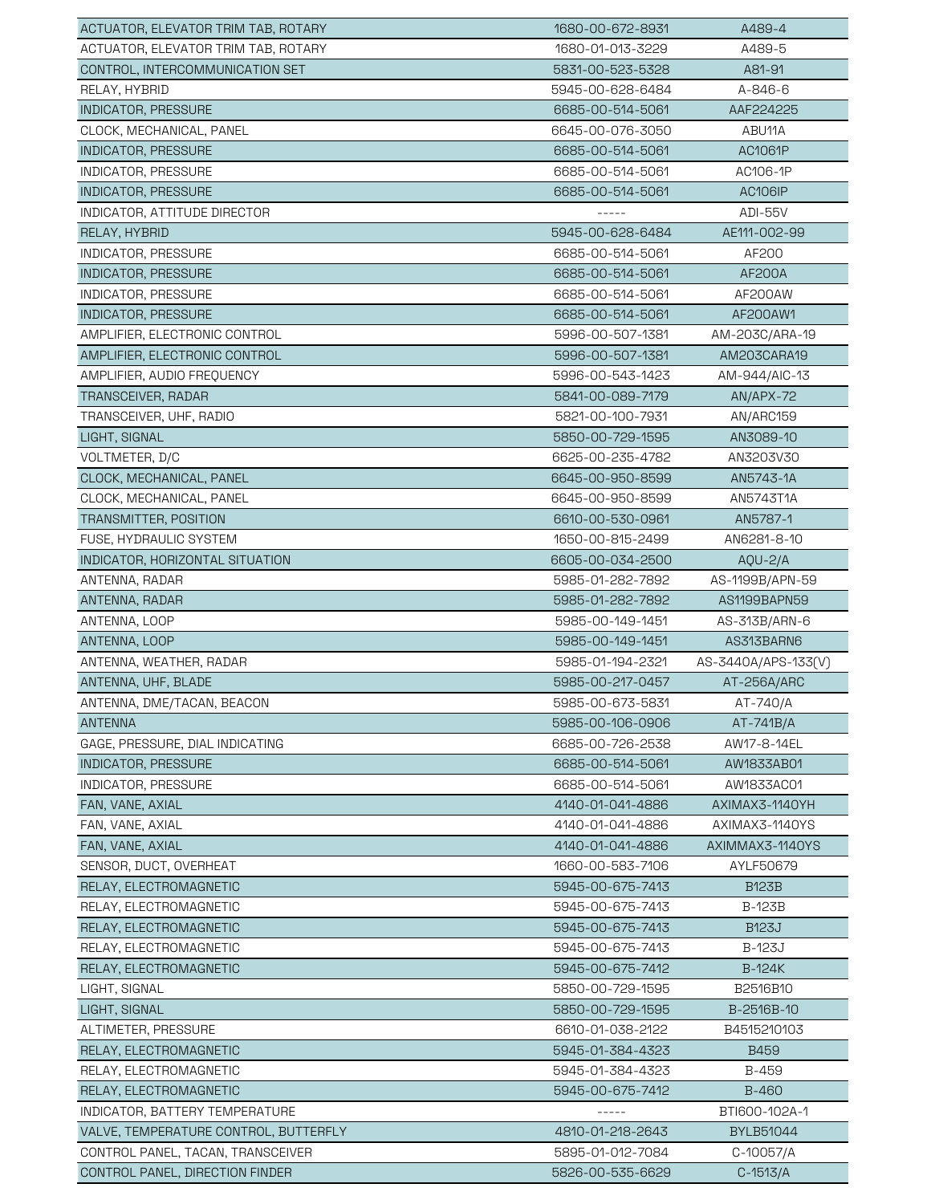| | | |
|---|---|---|
| ACTUATOR, ELEVATOR TRIM TAB, ROTARY | 1680-00-672-8931 | A489-4 |
| ACTUATOR, ELEVATOR TRIM TAB, ROTARY | 1680-01-013-3229 | A489-5 |
| CONTROL, INTERCOMMUNICATION SET | 5831-00-523-5328 | A81-91 |
| RELAY, HYBRID | 5945-00-628-6484 | A-846-6 |
| INDICATOR, PRESSURE | 6685-00-514-5061 | AAF224225 |
| CLOCK, MECHANICAL, PANEL | 6645-00-076-3050 | ABU11A |
| INDICATOR, PRESSURE | 6685-00-514-5061 | AC1061P |
| INDICATOR, PRESSURE | 6685-00-514-5061 | AC106-1P |
| INDICATOR, PRESSURE | 6685-00-514-5061 | AC106IP |
| INDICATOR, ATTITUDE DIRECTOR | ----- | ADI-55V |
| RELAY, HYBRID | 5945-00-628-6484 | AE111-002-99 |
| INDICATOR, PRESSURE | 6685-00-514-5061 | AF200 |
| INDICATOR, PRESSURE | 6685-00-514-5061 | AF200A |
| INDICATOR, PRESSURE | 6685-00-514-5061 | AF200AW |
| INDICATOR, PRESSURE | 6685-00-514-5061 | AF200AW1 |
| AMPLIFIER, ELECTRONIC CONTROL | 5996-00-507-1381 | AM-203C/ARA-19 |
| AMPLIFIER, ELECTRONIC CONTROL | 5996-00-507-1381 | AM203CARA19 |
| AMPLIFIER, AUDIO FREQUENCY | 5996-00-543-1423 | AM-944/AIC-13 |
| TRANSCEIVER, RADAR | 5841-00-089-7179 | AN/APX-72 |
| TRANSCEIVER, UHF, RADIO | 5821-00-100-7931 | AN/ARC159 |
| LIGHT, SIGNAL | 5850-00-729-1595 | AN3089-10 |
| VOLTMETER, D/C | 6625-00-235-4782 | AN3203V30 |
| CLOCK, MECHANICAL, PANEL | 6645-00-950-8599 | AN5743-1A |
| CLOCK, MECHANICAL, PANEL | 6645-00-950-8599 | AN5743T1A |
| TRANSMITTER, POSITION | 6610-00-530-0961 | AN5787-1 |
| FUSE, HYDRAULIC SYSTEM | 1650-00-815-2499 | AN6281-8-10 |
| INDICATOR, HORIZONTAL SITUATION | 6605-00-034-2500 | AQU-2/A |
| ANTENNA, RADAR | 5985-01-282-7892 | AS-1199B/APN-59 |
| ANTENNA, RADAR | 5985-01-282-7892 | AS1199BAPN59 |
| ANTENNA, LOOP | 5985-00-149-1451 | AS-313B/ARN-6 |
| ANTENNA, LOOP | 5985-00-149-1451 | AS313BARN6 |
| ANTENNA, WEATHER, RADAR | 5985-01-194-2321 | AS-3440A/APS-133(V) |
| ANTENNA, UHF, BLADE | 5985-00-217-0457 | AT-256A/ARC |
| ANTENNA, DME/TACAN, BEACON | 5985-00-673-5831 | AT-740/A |
| ANTENNA | 5985-00-106-0906 | AT-741B/A |
| GAGE, PRESSURE, DIAL INDICATING | 6685-00-726-2538 | AW17-8-14EL |
| INDICATOR, PRESSURE | 6685-00-514-5061 | AW1833AB01 |
| INDICATOR, PRESSURE | 6685-00-514-5061 | AW1833AC01 |
| FAN, VANE, AXIAL | 4140-01-041-4886 | AXIMAX3-1140YH |
| FAN, VANE, AXIAL | 4140-01-041-4886 | AXIMAX3-1140YS |
| FAN, VANE, AXIAL | 4140-01-041-4886 | AXIMMAX3-1140YS |
| SENSOR, DUCT, OVERHEAT | 1660-00-583-7106 | AYLF50679 |
| RELAY, ELECTROMAGNETIC | 5945-00-675-7413 | B123B |
| RELAY, ELECTROMAGNETIC | 5945-00-675-7413 | B-123B |
| RELAY, ELECTROMAGNETIC | 5945-00-675-7413 | B123J |
| RELAY, ELECTROMAGNETIC | 5945-00-675-7413 | B-123J |
| RELAY, ELECTROMAGNETIC | 5945-00-675-7412 | B-124K |
| LIGHT, SIGNAL | 5850-00-729-1595 | B2516B10 |
| LIGHT, SIGNAL | 5850-00-729-1595 | B-2516B-10 |
| ALTIMETER, PRESSURE | 6610-01-038-2122 | B4515210103 |
| RELAY, ELECTROMAGNETIC | 5945-01-384-4323 | B459 |
| RELAY, ELECTROMAGNETIC | 5945-01-384-4323 | B-459 |
| RELAY, ELECTROMAGNETIC | 5945-00-675-7412 | B-460 |
| INDICATOR, BATTERY TEMPERATURE | ----- | BTI600-102A-1 |
| VALVE, TEMPERATURE CONTROL, BUTTERFLY | 4810-01-218-2643 | BYLB51044 |
| CONTROL PANEL, TACAN, TRANSCEIVER | 5895-01-012-7084 | C-10057/A |
| CONTROL PANEL, DIRECTION FINDER | 5826-00-535-6629 | C-1513/A |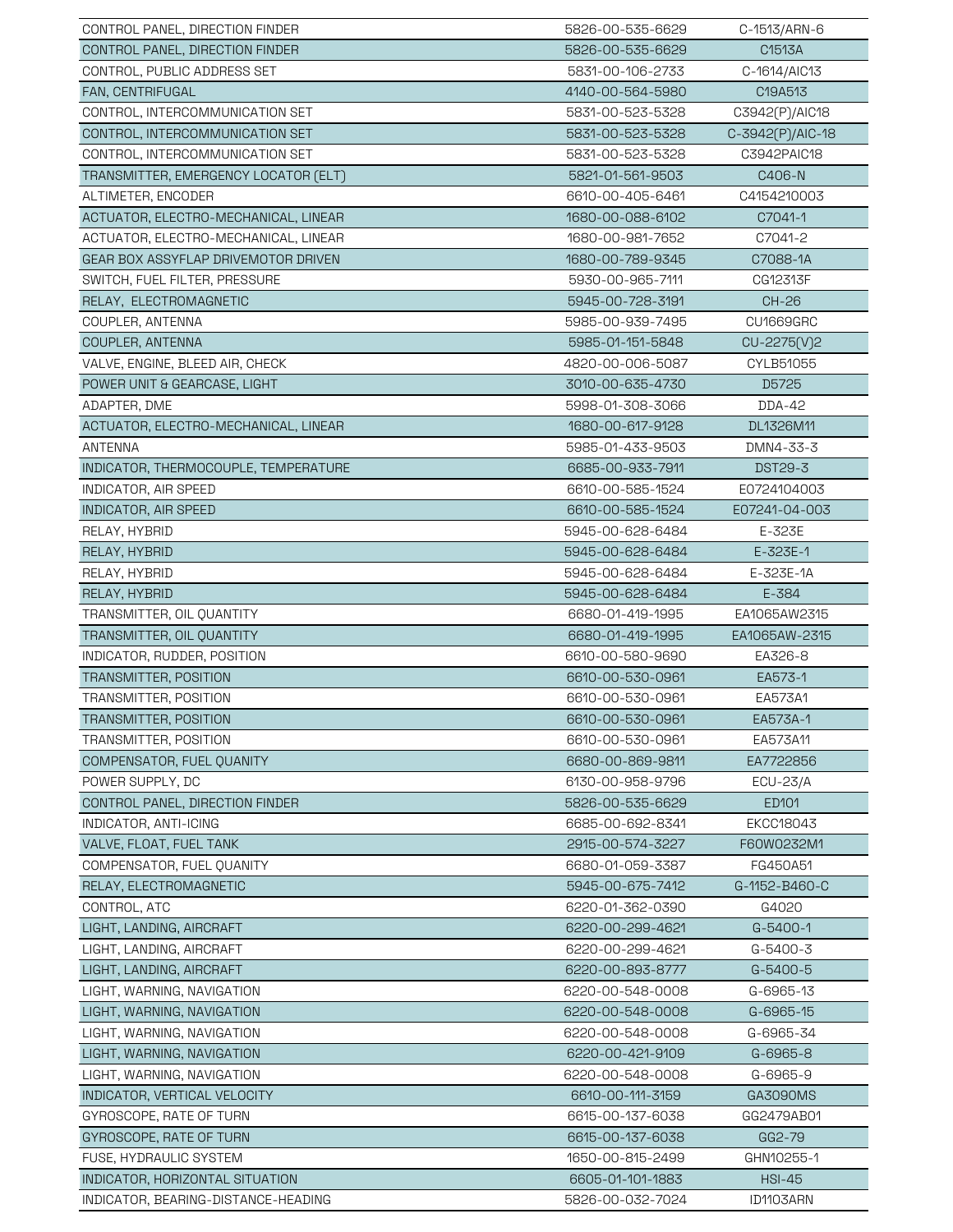| | | |
|---|---|---|
| CONTROL PANEL, DIRECTION FINDER | 5826-00-535-6629 | C-1513/ARN-6 |
| CONTROL PANEL, DIRECTION FINDER | 5826-00-535-6629 | C1513A |
| CONTROL, PUBLIC ADDRESS SET | 5831-00-106-2733 | C-1614/AIC13 |
| FAN, CENTRIFUGAL | 4140-00-564-5980 | C19A513 |
| CONTROL, INTERCOMMUNICATION SET | 5831-00-523-5328 | C3942(P)/AIC18 |
| CONTROL, INTERCOMMUNICATION SET | 5831-00-523-5328 | C-3942(P)/AIC-18 |
| CONTROL, INTERCOMMUNICATION SET | 5831-00-523-5328 | C3942PAIC18 |
| TRANSMITTER, EMERGENCY LOCATOR (ELT) | 5821-01-561-9503 | C406-N |
| ALTIMETER, ENCODER | 6610-00-405-6461 | C4154210003 |
| ACTUATOR, ELECTRO-MECHANICAL, LINEAR | 1680-00-088-6102 | C7041-1 |
| ACTUATOR, ELECTRO-MECHANICAL, LINEAR | 1680-00-981-7652 | C7041-2 |
| GEAR BOX ASSYFLAP DRIVEMOTOR DRIVEN | 1680-00-789-9345 | C7088-1A |
| SWITCH, FUEL FILTER, PRESSURE | 5930-00-965-7111 | CG12313F |
| RELAY,  ELECTROMAGNETIC | 5945-00-728-3191 | CH-26 |
| COUPLER, ANTENNA | 5985-00-939-7495 | CU1669GRC |
| COUPLER, ANTENNA | 5985-01-151-5848 | CU-2275(V)2 |
| VALVE, ENGINE, BLEED AIR, CHECK | 4820-00-006-5087 | CYLB51055 |
| POWER UNIT & GEARCASE, LIGHT | 3010-00-635-4730 | D5725 |
| ADAPTER, DME | 5998-01-308-3066 | DDA-42 |
| ACTUATOR, ELECTRO-MECHANICAL, LINEAR | 1680-00-617-9128 | DL1326M11 |
| ANTENNA | 5985-01-433-9503 | DMN4-33-3 |
| INDICATOR, THERMOCOUPLE, TEMPERATURE | 6685-00-933-7911 | DST29-3 |
| INDICATOR, AIR SPEED | 6610-00-585-1524 | E0724104003 |
| INDICATOR, AIR SPEED | 6610-00-585-1524 | E07241-04-003 |
| RELAY, HYBRID | 5945-00-628-6484 | E-323E |
| RELAY, HYBRID | 5945-00-628-6484 | E-323E-1 |
| RELAY, HYBRID | 5945-00-628-6484 | E-323E-1A |
| RELAY, HYBRID | 5945-00-628-6484 | E-384 |
| TRANSMITTER, OIL QUANTITY | 6680-01-419-1995 | EA1065AW2315 |
| TRANSMITTER, OIL QUANTITY | 6680-01-419-1995 | EA1065AW-2315 |
| INDICATOR, RUDDER, POSITION | 6610-00-580-9690 | EA326-8 |
| TRANSMITTER, POSITION | 6610-00-530-0961 | EA573-1 |
| TRANSMITTER, POSITION | 6610-00-530-0961 | EA573A1 |
| TRANSMITTER, POSITION | 6610-00-530-0961 | EA573A-1 |
| TRANSMITTER, POSITION | 6610-00-530-0961 | EA573A11 |
| COMPENSATOR, FUEL QUANITY | 6680-00-869-9811 | EA7722856 |
| POWER SUPPLY, DC | 6130-00-958-9796 | ECU-23/A |
| CONTROL PANEL, DIRECTION FINDER | 5826-00-535-6629 | ED101 |
| INDICATOR, ANTI-ICING | 6685-00-692-8341 | EKCC18043 |
| VALVE, FLOAT, FUEL TANK | 2915-00-574-3227 | F60W0232M1 |
| COMPENSATOR, FUEL QUANITY | 6680-01-059-3387 | FG450A51 |
| RELAY, ELECTROMAGNETIC | 5945-00-675-7412 | G-1152-B460-C |
| CONTROL, ATC | 6220-01-362-0390 | G4020 |
| LIGHT, LANDING, AIRCRAFT | 6220-00-299-4621 | G-5400-1 |
| LIGHT, LANDING, AIRCRAFT | 6220-00-299-4621 | G-5400-3 |
| LIGHT, LANDING, AIRCRAFT | 6220-00-893-8777 | G-5400-5 |
| LIGHT, WARNING, NAVIGATION | 6220-00-548-0008 | G-6965-13 |
| LIGHT, WARNING, NAVIGATION | 6220-00-548-0008 | G-6965-15 |
| LIGHT, WARNING, NAVIGATION | 6220-00-548-0008 | G-6965-34 |
| LIGHT, WARNING, NAVIGATION | 6220-00-421-9109 | G-6965-8 |
| LIGHT, WARNING, NAVIGATION | 6220-00-548-0008 | G-6965-9 |
| INDICATOR, VERTICAL VELOCITY | 6610-00-111-3159 | GA3090MS |
| GYROSCOPE, RATE OF TURN | 6615-00-137-6038 | GG2479AB01 |
| GYROSCOPE, RATE OF TURN | 6615-00-137-6038 | GG2-79 |
| FUSE, HYDRAULIC SYSTEM | 1650-00-815-2499 | GHN10255-1 |
| INDICATOR, HORIZONTAL SITUATION | 6605-01-101-1883 | HSI-45 |
| INDICATOR, BEARING-DISTANCE-HEADING | 5826-00-032-7024 | ID1103ARN |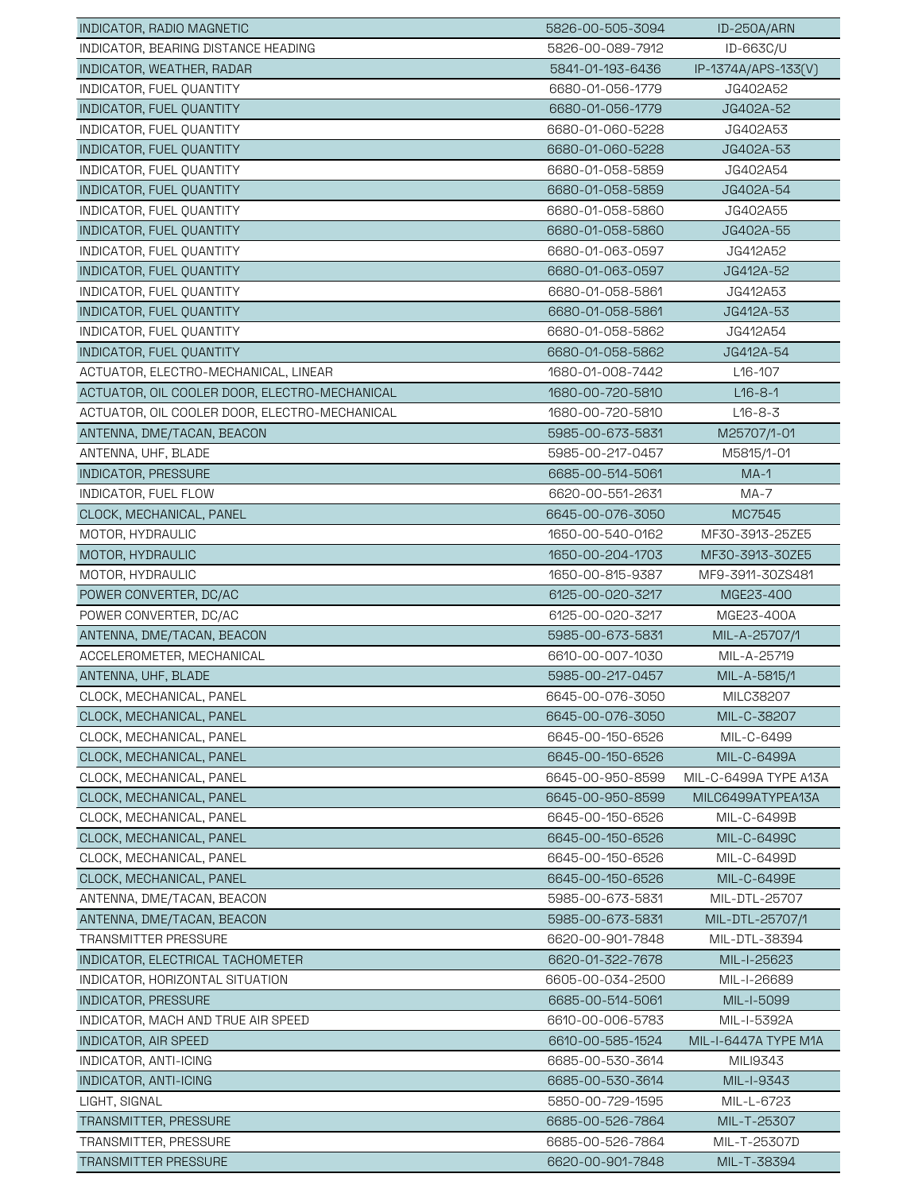| | | |
|---|---|---|
| INDICATOR, RADIO MAGNETIC | 5826-00-505-3094 | ID-250A/ARN |
| INDICATOR, BEARING DISTANCE HEADING | 5826-00-089-7912 | ID-663C/U |
| INDICATOR, WEATHER, RADAR | 5841-01-193-6436 | IP-1374A/APS-133(V) |
| INDICATOR, FUEL QUANTITY | 6680-01-056-1779 | JG402A52 |
| INDICATOR, FUEL QUANTITY | 6680-01-056-1779 | JG402A-52 |
| INDICATOR, FUEL QUANTITY | 6680-01-060-5228 | JG402A53 |
| INDICATOR, FUEL QUANTITY | 6680-01-060-5228 | JG402A-53 |
| INDICATOR, FUEL QUANTITY | 6680-01-058-5859 | JG402A54 |
| INDICATOR, FUEL QUANTITY | 6680-01-058-5859 | JG402A-54 |
| INDICATOR, FUEL QUANTITY | 6680-01-058-5860 | JG402A55 |
| INDICATOR, FUEL QUANTITY | 6680-01-058-5860 | JG402A-55 |
| INDICATOR, FUEL QUANTITY | 6680-01-063-0597 | JG412A52 |
| INDICATOR, FUEL QUANTITY | 6680-01-063-0597 | JG412A-52 |
| INDICATOR, FUEL QUANTITY | 6680-01-058-5861 | JG412A53 |
| INDICATOR, FUEL QUANTITY | 6680-01-058-5861 | JG412A-53 |
| INDICATOR, FUEL QUANTITY | 6680-01-058-5862 | JG412A54 |
| INDICATOR, FUEL QUANTITY | 6680-01-058-5862 | JG412A-54 |
| ACTUATOR, ELECTRO-MECHANICAL, LINEAR | 1680-01-008-7442 | L16-107 |
| ACTUATOR, OIL COOLER DOOR, ELECTRO-MECHANICAL | 1680-00-720-5810 | L16-8-1 |
| ACTUATOR, OIL COOLER DOOR, ELECTRO-MECHANICAL | 1680-00-720-5810 | L16-8-3 |
| ANTENNA, DME/TACAN, BEACON | 5985-00-673-5831 | M25707/1-01 |
| ANTENNA, UHF, BLADE | 5985-00-217-0457 | M5815/1-01 |
| INDICATOR, PRESSURE | 6685-00-514-5061 | MA-1 |
| INDICATOR, FUEL FLOW | 6620-00-551-2631 | MA-7 |
| CLOCK, MECHANICAL, PANEL | 6645-00-076-3050 | MC7545 |
| MOTOR, HYDRAULIC | 1650-00-540-0162 | MF30-3913-25ZE5 |
| MOTOR, HYDRAULIC | 1650-00-204-1703 | MF30-3913-30ZE5 |
| MOTOR, HYDRAULIC | 1650-00-815-9387 | MF9-3911-30ZS481 |
| POWER CONVERTER, DC/AC | 6125-00-020-3217 | MGE23-400 |
| POWER CONVERTER, DC/AC | 6125-00-020-3217 | MGE23-400A |
| ANTENNA, DME/TACAN, BEACON | 5985-00-673-5831 | MIL-A-25707/1 |
| ACCELEROMETER, MECHANICAL | 6610-00-007-1030 | MIL-A-25719 |
| ANTENNA, UHF, BLADE | 5985-00-217-0457 | MIL-A-5815/1 |
| CLOCK, MECHANICAL, PANEL | 6645-00-076-3050 | MILC38207 |
| CLOCK, MECHANICAL, PANEL | 6645-00-076-3050 | MIL-C-38207 |
| CLOCK, MECHANICAL, PANEL | 6645-00-150-6526 | MIL-C-6499 |
| CLOCK, MECHANICAL, PANEL | 6645-00-150-6526 | MIL-C-6499A |
| CLOCK, MECHANICAL, PANEL | 6645-00-950-8599 | MIL-C-6499A TYPE A13A |
| CLOCK, MECHANICAL, PANEL | 6645-00-950-8599 | MILC6499ATYPEA13A |
| CLOCK, MECHANICAL, PANEL | 6645-00-150-6526 | MIL-C-6499B |
| CLOCK, MECHANICAL, PANEL | 6645-00-150-6526 | MIL-C-6499C |
| CLOCK, MECHANICAL, PANEL | 6645-00-150-6526 | MIL-C-6499D |
| CLOCK, MECHANICAL, PANEL | 6645-00-150-6526 | MIL-C-6499E |
| ANTENNA, DME/TACAN, BEACON | 5985-00-673-5831 | MIL-DTL-25707 |
| ANTENNA, DME/TACAN, BEACON | 5985-00-673-5831 | MIL-DTL-25707/1 |
| TRANSMITTER PRESSURE | 6620-00-901-7848 | MIL-DTL-38394 |
| INDICATOR, ELECTRICAL TACHOMETER | 6620-01-322-7678 | MIL-I-25623 |
| INDICATOR, HORIZONTAL SITUATION | 6605-00-034-2500 | MIL-I-26689 |
| INDICATOR, PRESSURE | 6685-00-514-5061 | MIL-I-5099 |
| INDICATOR, MACH AND TRUE AIR SPEED | 6610-00-006-5783 | MIL-I-5392A |
| INDICATOR, AIR SPEED | 6610-00-585-1524 | MIL-I-6447A TYPE M1A |
| INDICATOR, ANTI-ICING | 6685-00-530-3614 | MILI9343 |
| INDICATOR, ANTI-ICING | 6685-00-530-3614 | MIL-I-9343 |
| LIGHT, SIGNAL | 5850-00-729-1595 | MIL-L-6723 |
| TRANSMITTER, PRESSURE | 6685-00-526-7864 | MIL-T-25307 |
| TRANSMITTER, PRESSURE | 6685-00-526-7864 | MIL-T-25307D |
| TRANSMITTER PRESSURE | 6620-00-901-7848 | MIL-T-38394 |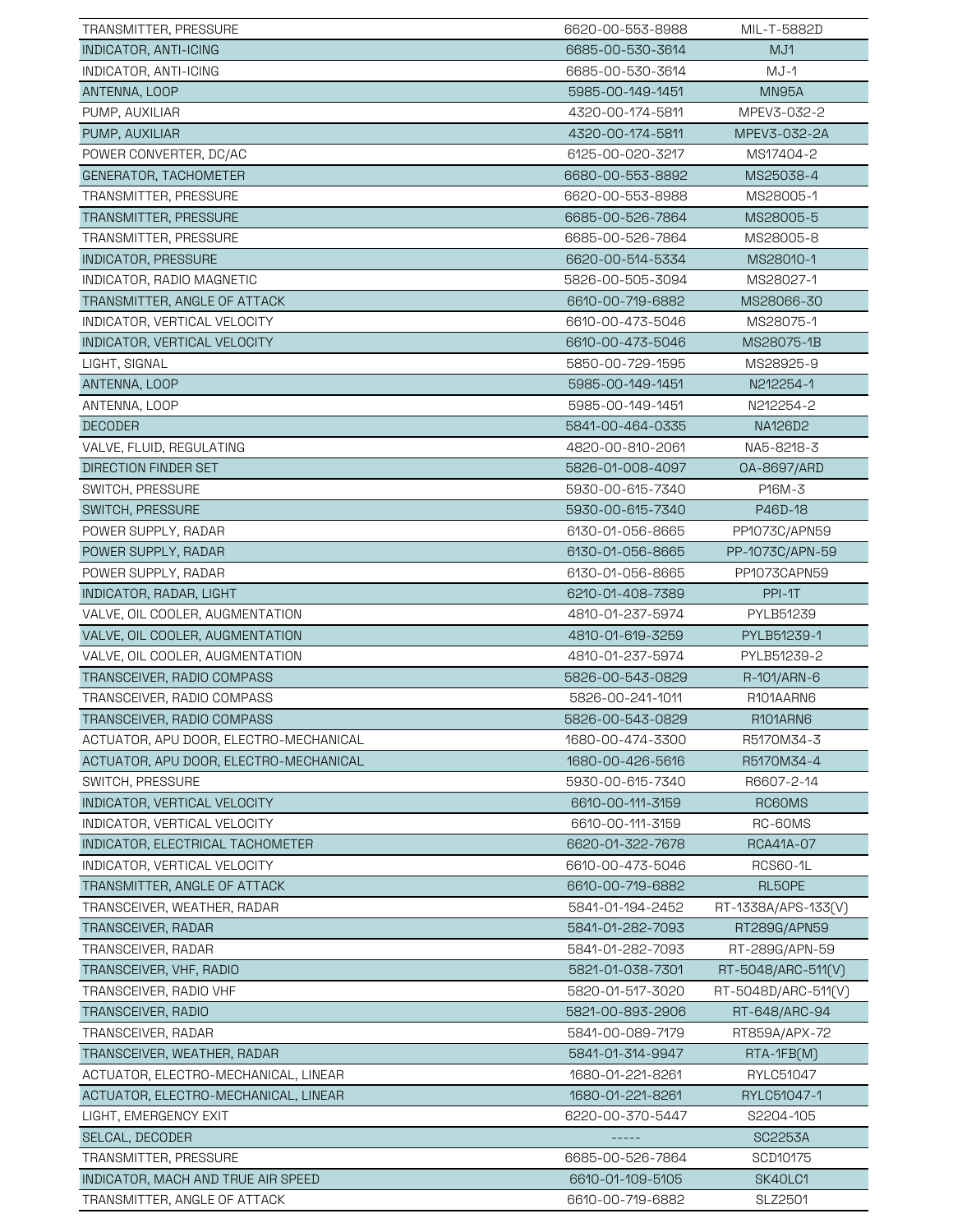| | | |
|---|---|---|
| TRANSMITTER, PRESSURE | 6620-00-553-8988 | MIL-T-5882D |
| INDICATOR, ANTI-ICING | 6685-00-530-3614 | MJ1 |
| INDICATOR, ANTI-ICING | 6685-00-530-3614 | MJ-1 |
| ANTENNA, LOOP | 5985-00-149-1451 | MN95A |
| PUMP, AUXILIAR | 4320-00-174-5811 | MPEV3-032-2 |
| PUMP, AUXILIAR | 4320-00-174-5811 | MPEV3-032-2A |
| POWER CONVERTER, DC/AC | 6125-00-020-3217 | MS17404-2 |
| GENERATOR, TACHOMETER | 6680-00-553-8892 | MS25038-4 |
| TRANSMITTER, PRESSURE | 6620-00-553-8988 | MS28005-1 |
| TRANSMITTER, PRESSURE | 6685-00-526-7864 | MS28005-5 |
| TRANSMITTER, PRESSURE | 6685-00-526-7864 | MS28005-8 |
| INDICATOR, PRESSURE | 6620-00-514-5334 | MS28010-1 |
| INDICATOR, RADIO MAGNETIC | 5826-00-505-3094 | MS28027-1 |
| TRANSMITTER, ANGLE OF ATTACK | 6610-00-719-6882 | MS28066-30 |
| INDICATOR, VERTICAL VELOCITY | 6610-00-473-5046 | MS28075-1 |
| INDICATOR, VERTICAL VELOCITY | 6610-00-473-5046 | MS28075-1B |
| LIGHT, SIGNAL | 5850-00-729-1595 | MS28925-9 |
| ANTENNA, LOOP | 5985-00-149-1451 | N212254-1 |
| ANTENNA, LOOP | 5985-00-149-1451 | N212254-2 |
| DECODER | 5841-00-464-0335 | NA126D2 |
| VALVE, FLUID, REGULATING | 4820-00-810-2061 | NA5-8218-3 |
| DIRECTION FINDER SET | 5826-01-008-4097 | OA-8697/ARD |
| SWITCH, PRESSURE | 5930-00-615-7340 | P16M-3 |
| SWITCH, PRESSURE | 5930-00-615-7340 | P46D-18 |
| POWER SUPPLY, RADAR | 6130-01-056-8665 | PP1073C/APN59 |
| POWER SUPPLY, RADAR | 6130-01-056-8665 | PP-1073C/APN-59 |
| POWER SUPPLY, RADAR | 6130-01-056-8665 | PP1073CAPN59 |
| INDICATOR, RADAR, LIGHT | 6210-01-408-7389 | PPI-1T |
| VALVE, OIL COOLER, AUGMENTATION | 4810-01-237-5974 | PYLB51239 |
| VALVE, OIL COOLER, AUGMENTATION | 4810-01-619-3259 | PYLB51239-1 |
| VALVE, OIL COOLER, AUGMENTATION | 4810-01-237-5974 | PYLB51239-2 |
| TRANSCEIVER, RADIO COMPASS | 5826-00-543-0829 | R-101/ARN-6 |
| TRANSCEIVER, RADIO COMPASS | 5826-00-241-1011 | R101AARN6 |
| TRANSCEIVER, RADIO COMPASS | 5826-00-543-0829 | R101ARN6 |
| ACTUATOR, APU DOOR, ELECTRO-MECHANICAL | 1680-00-474-3300 | R5170M34-3 |
| ACTUATOR, APU DOOR, ELECTRO-MECHANICAL | 1680-00-426-5616 | R5170M34-4 |
| SWITCH, PRESSURE | 5930-00-615-7340 | R6607-2-14 |
| INDICATOR, VERTICAL VELOCITY | 6610-00-111-3159 | RC60MS |
| INDICATOR, VERTICAL VELOCITY | 6610-00-111-3159 | RC-60MS |
| INDICATOR, ELECTRICAL TACHOMETER | 6620-01-322-7678 | RCA41A-07 |
| INDICATOR, VERTICAL VELOCITY | 6610-00-473-5046 | RCS60-1L |
| TRANSMITTER, ANGLE OF ATTACK | 6610-00-719-6882 | RL50PE |
| TRANSCEIVER, WEATHER, RADAR | 5841-01-194-2452 | RT-1338A/APS-133(V) |
| TRANSCEIVER, RADAR | 5841-01-282-7093 | RT289G/APN59 |
| TRANSCEIVER, RADAR | 5841-01-282-7093 | RT-289G/APN-59 |
| TRANSCEIVER, VHF, RADIO | 5821-01-038-7301 | RT-5048/ARC-511(V) |
| TRANSCEIVER, RADIO VHF | 5820-01-517-3020 | RT-5048D/ARC-511(V) |
| TRANSCEIVER, RADIO | 5821-00-893-2906 | RT-648/ARC-94 |
| TRANSCEIVER, RADAR | 5841-00-089-7179 | RT859A/APX-72 |
| TRANSCEIVER, WEATHER, RADAR | 5841-01-314-9947 | RTA-1FB(M) |
| ACTUATOR, ELECTRO-MECHANICAL, LINEAR | 1680-01-221-8261 | RYLC51047 |
| ACTUATOR, ELECTRO-MECHANICAL, LINEAR | 1680-01-221-8261 | RYLC51047-1 |
| LIGHT, EMERGENCY EXIT | 6220-00-370-5447 | S2204-105 |
| SELCAL, DECODER | ----- | SC2253A |
| TRANSMITTER, PRESSURE | 6685-00-526-7864 | SCD10175 |
| INDICATOR, MACH AND TRUE AIR SPEED | 6610-01-109-5105 | SK40LC1 |
| TRANSMITTER, ANGLE OF ATTACK | 6610-00-719-6882 | SLZ2501 |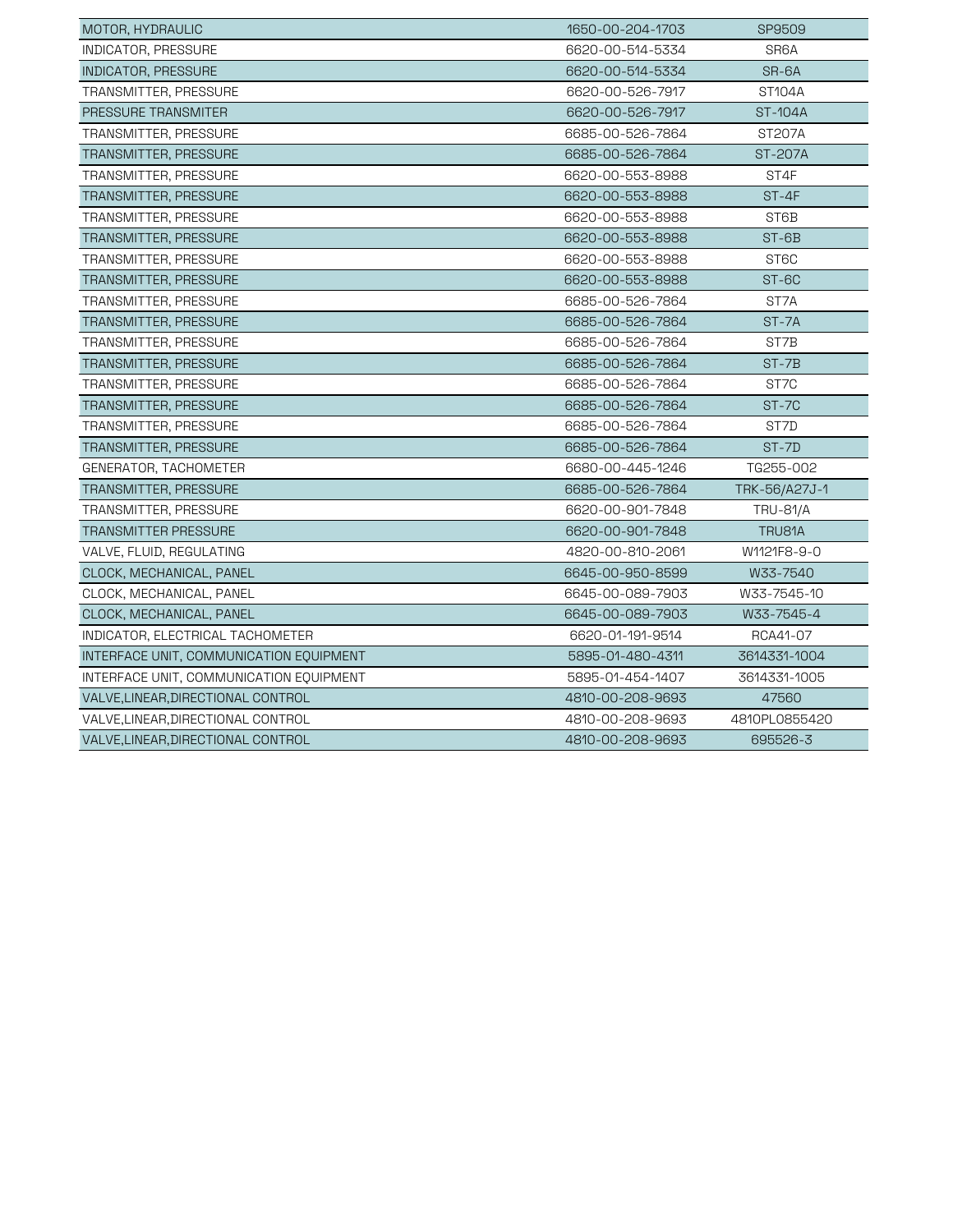| | | |
|---|---|---|
| MOTOR, HYDRAULIC | 1650-00-204-1703 | SP9509 |
| INDICATOR, PRESSURE | 6620-00-514-5334 | SR6A |
| INDICATOR, PRESSURE | 6620-00-514-5334 | SR-6A |
| TRANSMITTER, PRESSURE | 6620-00-526-7917 | ST104A |
| PRESSURE TRANSMITER | 6620-00-526-7917 | ST-104A |
| TRANSMITTER, PRESSURE | 6685-00-526-7864 | ST207A |
| TRANSMITTER, PRESSURE | 6685-00-526-7864 | ST-207A |
| TRANSMITTER, PRESSURE | 6620-00-553-8988 | ST4F |
| TRANSMITTER, PRESSURE | 6620-00-553-8988 | ST-4F |
| TRANSMITTER, PRESSURE | 6620-00-553-8988 | ST6B |
| TRANSMITTER, PRESSURE | 6620-00-553-8988 | ST-6B |
| TRANSMITTER, PRESSURE | 6620-00-553-8988 | ST6C |
| TRANSMITTER, PRESSURE | 6620-00-553-8988 | ST-6C |
| TRANSMITTER, PRESSURE | 6685-00-526-7864 | ST7A |
| TRANSMITTER, PRESSURE | 6685-00-526-7864 | ST-7A |
| TRANSMITTER, PRESSURE | 6685-00-526-7864 | ST7B |
| TRANSMITTER, PRESSURE | 6685-00-526-7864 | ST-7B |
| TRANSMITTER, PRESSURE | 6685-00-526-7864 | ST7C |
| TRANSMITTER, PRESSURE | 6685-00-526-7864 | ST-7C |
| TRANSMITTER, PRESSURE | 6685-00-526-7864 | ST7D |
| TRANSMITTER, PRESSURE | 6685-00-526-7864 | ST-7D |
| GENERATOR, TACHOMETER | 6680-00-445-1246 | TG255-002 |
| TRANSMITTER, PRESSURE | 6685-00-526-7864 | TRK-56/A27J-1 |
| TRANSMITTER, PRESSURE | 6620-00-901-7848 | TRU-81/A |
| TRANSMITTER PRESSURE | 6620-00-901-7848 | TRU81A |
| VALVE, FLUID, REGULATING | 4820-00-810-2061 | W1121F8-9-0 |
| CLOCK, MECHANICAL, PANEL | 6645-00-950-8599 | W33-7540 |
| CLOCK, MECHANICAL, PANEL | 6645-00-089-7903 | W33-7545-10 |
| CLOCK, MECHANICAL, PANEL | 6645-00-089-7903 | W33-7545-4 |
| INDICATOR, ELECTRICAL TACHOMETER | 6620-01-191-9514 | RCA41-07 |
| INTERFACE UNIT, COMMUNICATION EQUIPMENT | 5895-01-480-4311 | 3614331-1004 |
| INTERFACE UNIT, COMMUNICATION EQUIPMENT | 5895-01-454-1407 | 3614331-1005 |
| VALVE,LINEAR,DIRECTIONAL CONTROL | 4810-00-208-9693 | 47560 |
| VALVE,LINEAR,DIRECTIONAL CONTROL | 4810-00-208-9693 | 4810PL0855420 |
| VALVE,LINEAR,DIRECTIONAL CONTROL | 4810-00-208-9693 | 695526-3 |